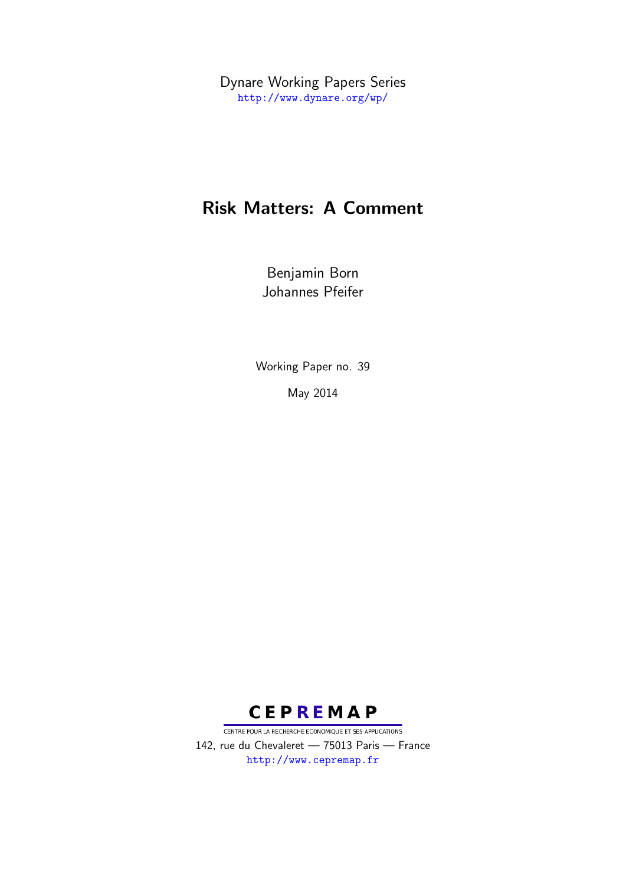Dynare Working Papers Series
http://www.dynare.org/wp/

# Risk Matters: A Comment

Benjamin Born
Johannes Pfeifer

Working Paper no. 39

May 2014

CEPREMAP

CENTRE POUR LA RECHERCHE ECONOMIQUE ET SES APPLICATIONS

142, rue du Chevaleret — 75013 Paris — France

http://www.cepremap.fr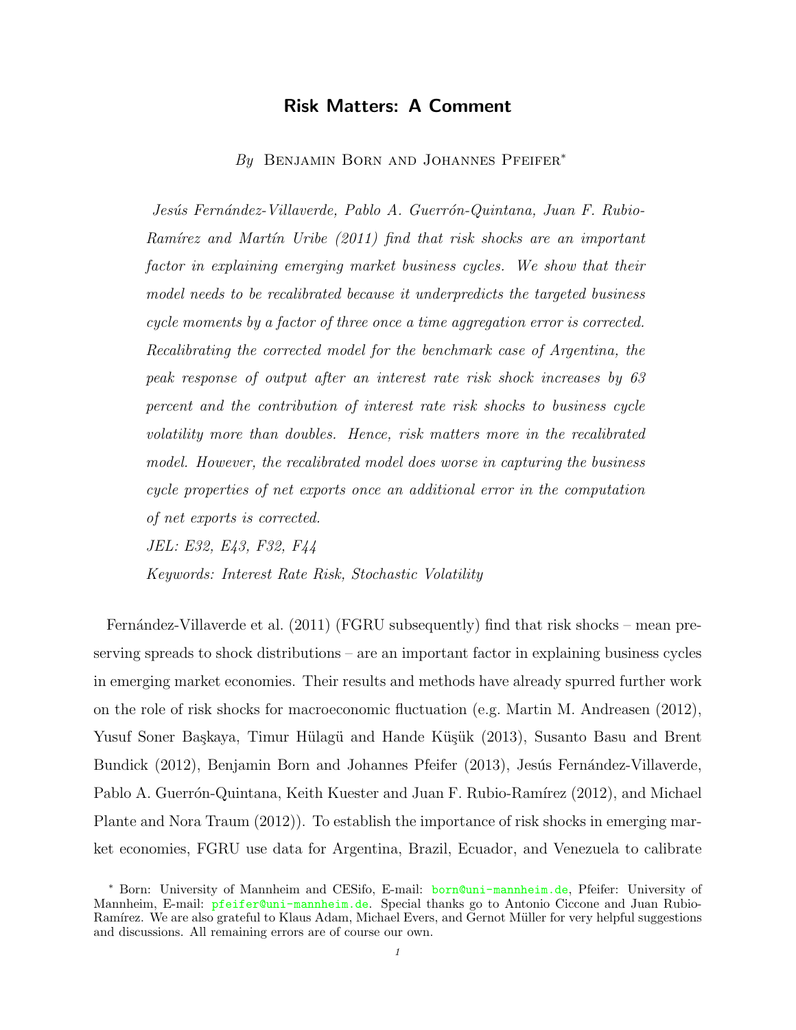# Risk Matters: A Comment

*By* Benjamin Born and Johannes Pfeifer*

*Jesús Fernández-Villaverde, Pablo A. Guerrón-Quintana, Juan F. Rubio-Ramírez and Martín Uribe (2011) find that risk shocks are an important factor in explaining emerging market business cycles. We show that their model needs to be recalibrated because it underpredicts the targeted business cycle moments by a factor of three once a time aggregation error is corrected. Recalibrating the corrected model for the benchmark case of Argentina, the peak response of output after an interest rate risk shock increases by 63 percent and the contribution of interest rate risk shocks to business cycle volatility more than doubles. Hence, risk matters more in the recalibrated model. However, the recalibrated model does worse in capturing the business cycle properties of net exports once an additional error in the computation of net exports is corrected.*

*JEL: E32, E43, F32, F44*

*Keywords: Interest Rate Risk, Stochastic Volatility*

Fernández-Villaverde et al. (2011) (FGRU subsequently) find that risk shocks – mean preserving spreads to shock distributions – are an important factor in explaining business cycles in emerging market economies. Their results and methods have already spurred further work on the role of risk shocks for macroeconomic fluctuation (e.g. Martin M. Andreasen (2012), Yusuf Soner Başkaya, Timur Hülagü and Hande Küşük (2013), Susanto Basu and Brent Bundick (2012), Benjamin Born and Johannes Pfeifer (2013), Jesús Fernández-Villaverde, Pablo A. Guerrón-Quintana, Keith Kuester and Juan F. Rubio-Ramírez (2012), and Michael Plante and Nora Traum (2012)). To establish the importance of risk shocks in emerging market economies, FGRU use data for Argentina, Brazil, Ecuador, and Venezuela to calibrate

* Born: University of Mannheim and CESifo, E-mail: born@uni-mannheim.de, Pfeifer: University of Mannheim, E-mail: pfeifer@uni-mannheim.de. Special thanks go to Antonio Ciccone and Juan Rubio-Ramírez. We are also grateful to Klaus Adam, Michael Evers, and Gernot Müller for very helpful suggestions and discussions. All remaining errors are of course our own.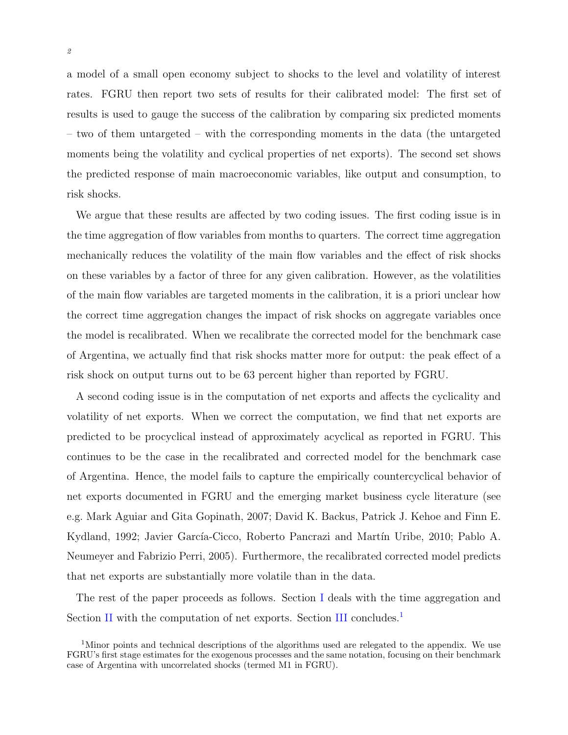a model of a small open economy subject to shocks to the level and volatility of interest rates. FGRU then report two sets of results for their calibrated model: The first set of results is used to gauge the success of the calibration by comparing six predicted moments – two of them untargeted – with the corresponding moments in the data (the untargeted moments being the volatility and cyclical properties of net exports). The second set shows the predicted response of main macroeconomic variables, like output and consumption, to risk shocks.

We argue that these results are affected by two coding issues. The first coding issue is in the time aggregation of flow variables from months to quarters. The correct time aggregation mechanically reduces the volatility of the main flow variables and the effect of risk shocks on these variables by a factor of three for any given calibration. However, as the volatilities of the main flow variables are targeted moments in the calibration, it is a priori unclear how the correct time aggregation changes the impact of risk shocks on aggregate variables once the model is recalibrated. When we recalibrate the corrected model for the benchmark case of Argentina, we actually find that risk shocks matter more for output: the peak effect of a risk shock on output turns out to be 63 percent higher than reported by FGRU.

A second coding issue is in the computation of net exports and affects the cyclicality and volatility of net exports. When we correct the computation, we find that net exports are predicted to be procyclical instead of approximately acyclical as reported in FGRU. This continues to be the case in the recalibrated and corrected model for the benchmark case of Argentina. Hence, the model fails to capture the empirically countercyclical behavior of net exports documented in FGRU and the emerging market business cycle literature (see e.g. Mark Aguiar and Gita Gopinath, 2007; David K. Backus, Patrick J. Kehoe and Finn E. Kydland, 1992; Javier García-Cicco, Roberto Pancrazi and Martín Uribe, 2010; Pablo A. Neumeyer and Fabrizio Perri, 2005). Furthermore, the recalibrated corrected model predicts that net exports are substantially more volatile than in the data.

The rest of the paper proceeds as follows. Section I deals with the time aggregation and Section II with the computation of net exports. Section III concludes.[1]

[1] Minor points and technical descriptions of the algorithms used are relegated to the appendix. We use FGRU's first stage estimates for the exogenous processes and the same notation, focusing on their benchmark case of Argentina with uncorrelated shocks (termed M1 in FGRU).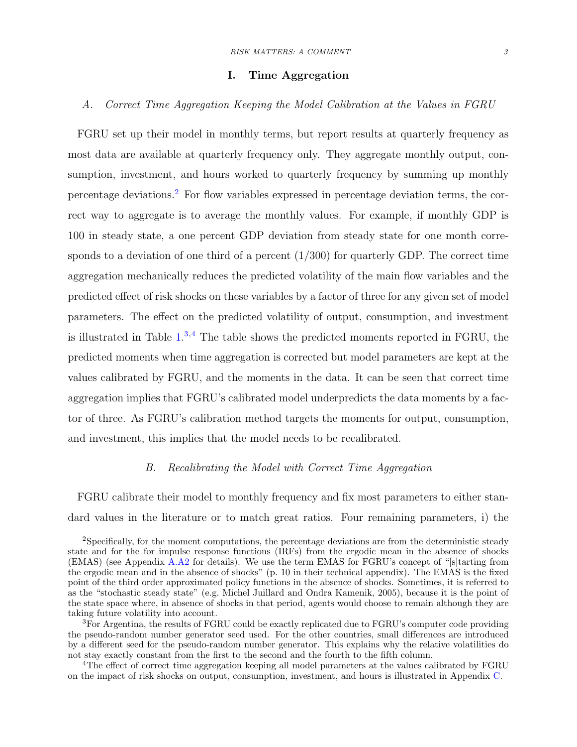# I. Time Aggregation

## A. *Correct Time Aggregation Keeping the Model Calibration at the Values in FGRU*

FGRU set up their model in monthly terms, but report results at quarterly frequency as most data are available at quarterly frequency only. They aggregate monthly output, consumption, investment, and hours worked to quarterly frequency by summing up monthly percentage deviations.[2] For flow variables expressed in percentage deviation terms, the correct way to aggregate is to average the monthly values. For example, if monthly GDP is 100 in steady state, a one percent GDP deviation from steady state for one month corresponds to a deviation of one third of a percent (1/300) for quarterly GDP. The correct time aggregation mechanically reduces the predicted volatility of the main flow variables and the predicted effect of risk shocks on these variables by a factor of three for any given set of model parameters. The effect on the predicted volatility of output, consumption, and investment is illustrated in Table 1.[3,4] The table shows the predicted moments reported in FGRU, the predicted moments when time aggregation is corrected but model parameters are kept at the values calibrated by FGRU, and the moments in the data. It can be seen that correct time aggregation implies that FGRU's calibrated model underpredicts the data moments by a factor of three. As FGRU's calibration method targets the moments for output, consumption, and investment, this implies that the model needs to be recalibrated.

## B. *Recalibrating the Model with Correct Time Aggregation*

FGRU calibrate their model to monthly frequency and fix most parameters to either standard values in the literature or to match great ratios. Four remaining parameters, i) the

[2] Specifically, for the moment computations, the percentage deviations are from the deterministic steady state and for the for impulse response functions (IRFs) from the ergodic mean in the absence of shocks (EMAS) (see Appendix A.A2 for details). We use the term EMAS for FGRU's concept of "[s]tarting from the ergodic mean and in the absence of shocks" (p. 10 in their technical appendix). The EMAS is the fixed point of the third order approximated policy functions in the absence of shocks. Sometimes, it is referred to as the "stochastic steady state" (e.g. Michel Juillard and Ondra Kamenik, 2005), because it is the point of the state space where, in absence of shocks in that period, agents would choose to remain although they are taking future volatility into account.

[3] For Argentina, the results of FGRU could be exactly replicated due to FGRU's computer code providing the pseudo-random number generator seed used. For the other countries, small differences are introduced by a different seed for the pseudo-random number generator. This explains why the relative volatilities do not stay exactly constant from the first to the second and the fourth to the fifth column.

[4] The effect of correct time aggregation keeping all model parameters at the values calibrated by FGRU on the impact of risk shocks on output, consumption, investment, and hours is illustrated in Appendix C.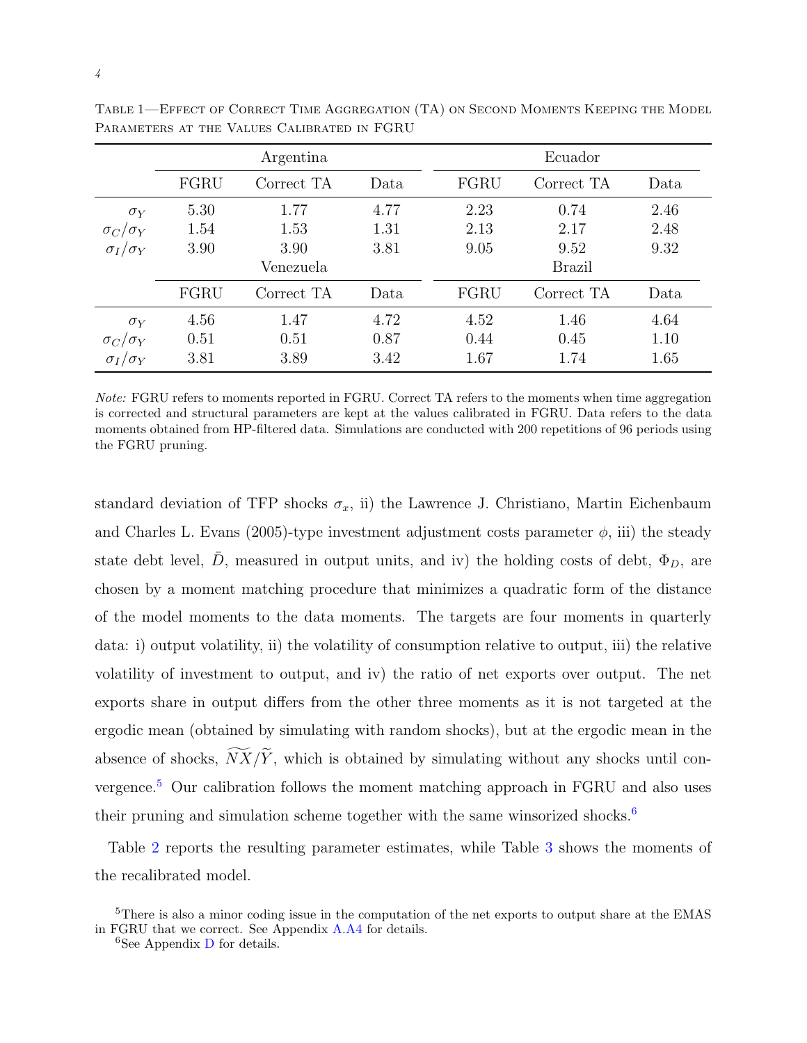Table 1—Effect of Correct Time Aggregation (TA) on Second Moments Keeping the Model Parameters at the Values Calibrated in FGRU

| | Argentina | | | Ecuador | | |
|---|---|---|---|---|---|---|
| | FGRU | Correct TA | Data | FGRU | Correct TA | Data |
| $\sigma_Y$ | 5.30 | 1.77 | 4.77 | 2.23 | 0.74 | 2.46 |
| $\sigma_C/\sigma_Y$ | 1.54 | 1.53 | 1.31 | 2.13 | 2.17 | 2.48 |
| $\sigma_I/\sigma_Y$ | 3.90 | 3.90 | 3.81 | 9.05 | 9.52 | 9.32 |
| | Venezuela | | | Brazil | | |
| | FGRU | Correct TA | Data | FGRU | Correct TA | Data |
| $\sigma_Y$ | 4.56 | 1.47 | 4.72 | 4.52 | 1.46 | 4.64 |
| $\sigma_C/\sigma_Y$ | 0.51 | 0.51 | 0.87 | 0.44 | 0.45 | 1.10 |
| $\sigma_I/\sigma_Y$ | 3.81 | 3.89 | 3.42 | 1.67 | 1.74 | 1.65 |

*Note:* FGRU refers to moments reported in FGRU. Correct TA refers to the moments when time aggregation is corrected and structural parameters are kept at the values calibrated in FGRU. Data refers to the data moments obtained from HP-filtered data. Simulations are conducted with 200 repetitions of 96 periods using the FGRU pruning.

standard deviation of TFP shocks $\sigma_x$, ii) the Lawrence J. Christiano, Martin Eichenbaum and Charles L. Evans (2005)-type investment adjustment costs parameter $\phi$, iii) the steady state debt level, $\bar{D}$, measured in output units, and iv) the holding costs of debt, $\Phi_D$, are chosen by a moment matching procedure that minimizes a quadratic form of the distance of the model moments to the data moments. The targets are four moments in quarterly data: i) output volatility, ii) the volatility of consumption relative to output, iii) the relative volatility of investment to output, and iv) the ratio of net exports over output. The net exports share in output differs from the other three moments as it is not targeted at the ergodic mean (obtained by simulating with random shocks), but at the ergodic mean in the absence of shocks, $\widetilde{NX}/\widetilde{Y}$, which is obtained by simulating without any shocks until convergence.[5] Our calibration follows the moment matching approach in FGRU and also uses their pruning and simulation scheme together with the same winsorized shocks.[6]

Table 2 reports the resulting parameter estimates, while Table 3 shows the moments of the recalibrated model.

[5] There is also a minor coding issue in the computation of the net exports to output share at the EMAS in FGRU that we correct. See Appendix A.A4 for details.

[6] See Appendix D for details.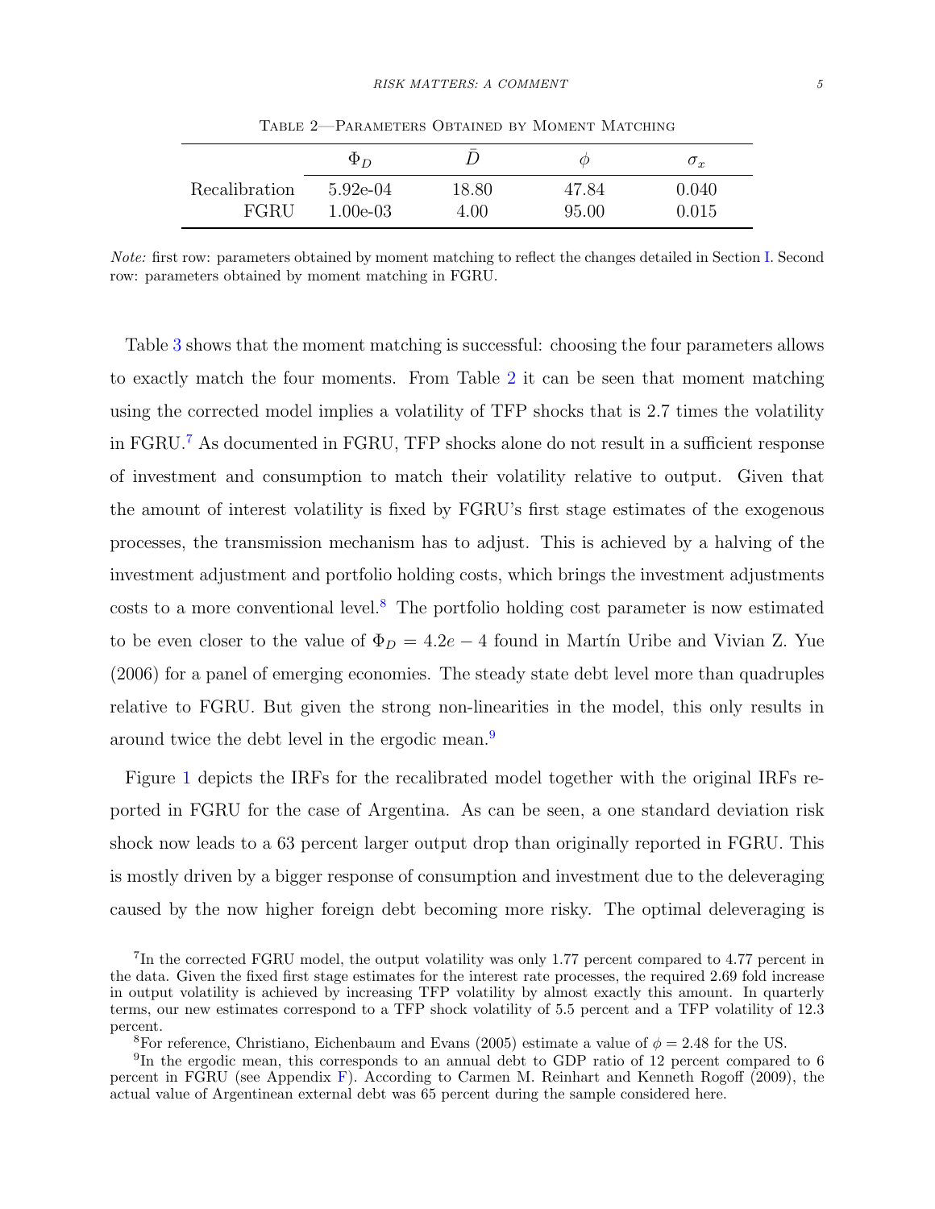Table 2—Parameters Obtained by Moment Matching

| | $\Phi_D$ | $\bar{D}$ | $\phi$ | $\sigma_x$ |
|---|---|---|---|---|
| Recalibration | 5.92e-04 | 18.80 | 47.84 | 0.040 |
| FGRU | 1.00e-03 | 4.00 | 95.00 | 0.015 |

*Note:* first row: parameters obtained by moment matching to reflect the changes detailed in Section I. Second row: parameters obtained by moment matching in FGRU.

Table 3 shows that the moment matching is successful: choosing the four parameters allows to exactly match the four moments. From Table 2 it can be seen that moment matching using the corrected model implies a volatility of TFP shocks that is 2.7 times the volatility in FGRU.[7] As documented in FGRU, TFP shocks alone do not result in a sufficient response of investment and consumption to match their volatility relative to output. Given that the amount of interest volatility is fixed by FGRU's first stage estimates of the exogenous processes, the transmission mechanism has to adjust. This is achieved by a halving of the investment adjustment and portfolio holding costs, which brings the investment adjustments costs to a more conventional level.[8] The portfolio holding cost parameter is now estimated to be even closer to the value of $\Phi_D = 4.2e-4$ found in Martín Uribe and Vivian Z. Yue (2006) for a panel of emerging economies. The steady state debt level more than quadruples relative to FGRU. But given the strong non-linearities in the model, this only results in around twice the debt level in the ergodic mean.[9]

Figure 1 depicts the IRFs for the recalibrated model together with the original IRFs reported in FGRU for the case of Argentina. As can be seen, a one standard deviation risk shock now leads to a 63 percent larger output drop than originally reported in FGRU. This is mostly driven by a bigger response of consumption and investment due to the deleveraging caused by the now higher foreign debt becoming more risky. The optimal deleveraging is

[7] In the corrected FGRU model, the output volatility was only 1.77 percent compared to 4.77 percent in the data. Given the fixed first stage estimates for the interest rate processes, the required 2.69 fold increase in output volatility is achieved by increasing TFP volatility by almost exactly this amount. In quarterly terms, our new estimates correspond to a TFP shock volatility of 5.5 percent and a TFP volatility of 12.3 percent.

[8] For reference, Christiano, Eichenbaum and Evans (2005) estimate a value of $\phi = 2.48$ for the US.

[9] In the ergodic mean, this corresponds to an annual debt to GDP ratio of 12 percent compared to 6 percent in FGRU (see Appendix F). According to Carmen M. Reinhart and Kenneth Rogoff (2009), the actual value of Argentinean external debt was 65 percent during the sample considered here.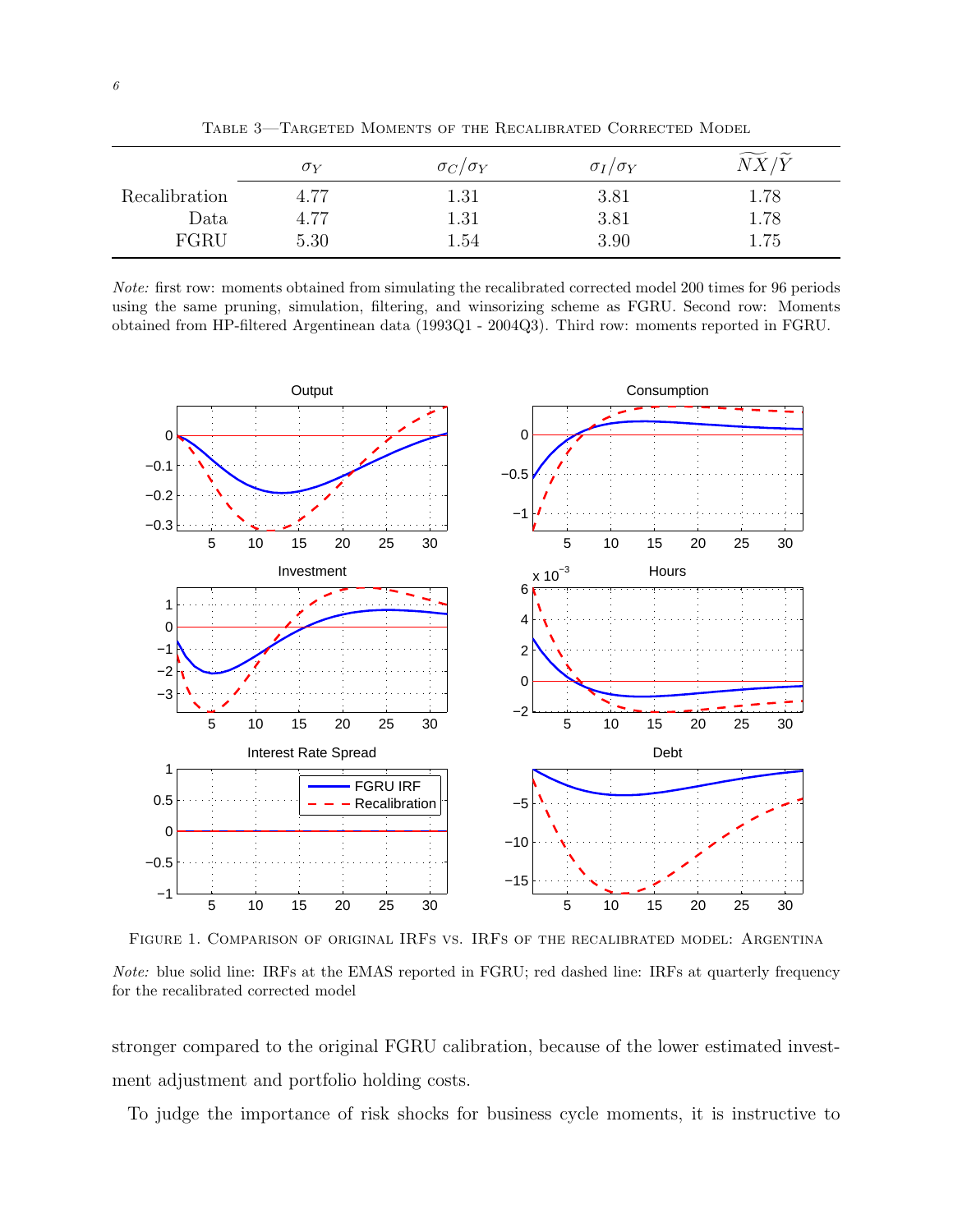Table 3—Targeted Moments of the Recalibrated Corrected Model

| | $\sigma_Y$ | $\sigma_C/\sigma_Y$ | $\sigma_I/\sigma_Y$ | $\widetilde{NX}/\widetilde{Y}$ |
|---|---|---|---|---|
| Recalibration | 4.77 | 1.31 | 3.81 | 1.78 |
| Data | 4.77 | 1.31 | 3.81 | 1.78 |
| FGRU | 5.30 | 1.54 | 3.90 | 1.75 |

*Note:* first row: moments obtained from simulating the recalibrated corrected model 200 times for 96 periods using the same pruning, simulation, filtering, and winsorizing scheme as FGRU. Second row: Moments obtained from HP-filtered Argentinean data (1993Q1 - 2004Q3). Third row: moments reported in FGRU.

Figure 1. Comparison of original IRFs vs. IRFs of the recalibrated model: Argentina

*Note:* blue solid line: IRFs at the EMAS reported in FGRU; red dashed line: IRFs at quarterly frequency for the recalibrated corrected model

stronger compared to the original FGRU calibration, because of the lower estimated investment adjustment and portfolio holding costs.

To judge the importance of risk shocks for business cycle moments, it is instructive to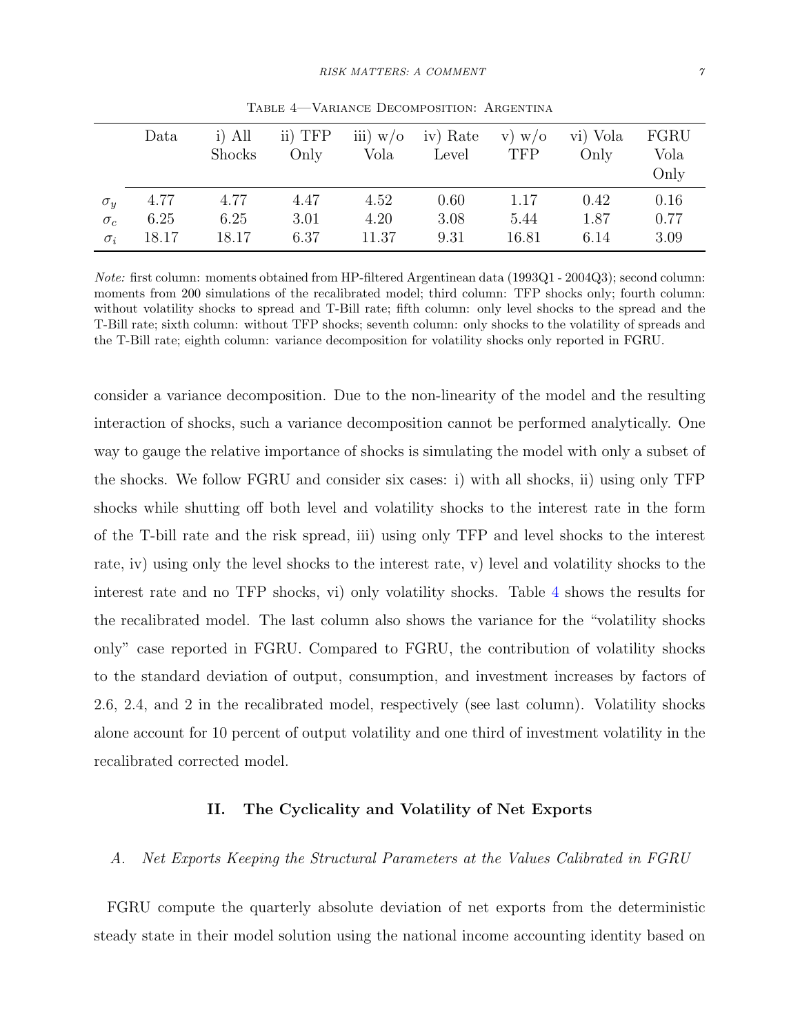Table 4—Variance Decomposition: Argentina

| | Data | i) All Shocks | ii) TFP Only | iii) w/o Vola | iv) Rate Level | v) w/o TFP | vi) Vola Only | FGRU Vola Only |
|---|---|---|---|---|---|---|---|---|
| $\sigma_y$ | 4.77 | 4.77 | 4.47 | 4.52 | 0.60 | 1.17 | 0.42 | 0.16 |
| $\sigma_c$ | 6.25 | 6.25 | 3.01 | 4.20 | 3.08 | 5.44 | 1.87 | 0.77 |
| $\sigma_i$ | 18.17 | 18.17 | 6.37 | 11.37 | 9.31 | 16.81 | 6.14 | 3.09 |

*Note:* first column: moments obtained from HP-filtered Argentinean data (1993Q1 - 2004Q3); second column: moments from 200 simulations of the recalibrated model; third column: TFP shocks only; fourth column: without volatility shocks to spread and T-Bill rate; fifth column: only level shocks to the spread and the T-Bill rate; sixth column: without TFP shocks; seventh column: only shocks to the volatility of spreads and the T-Bill rate; eighth column: variance decomposition for volatility shocks only reported in FGRU.

consider a variance decomposition. Due to the non-linearity of the model and the resulting interaction of shocks, such a variance decomposition cannot be performed analytically. One way to gauge the relative importance of shocks is simulating the model with only a subset of the shocks. We follow FGRU and consider six cases: i) with all shocks, ii) using only TFP shocks while shutting off both level and volatility shocks to the interest rate in the form of the T-bill rate and the risk spread, iii) using only TFP and level shocks to the interest rate, iv) using only the level shocks to the interest rate, v) level and volatility shocks to the interest rate and no TFP shocks, vi) only volatility shocks. Table 4 shows the results for the recalibrated model. The last column also shows the variance for the "volatility shocks only" case reported in FGRU. Compared to FGRU, the contribution of volatility shocks to the standard deviation of output, consumption, and investment increases by factors of 2.6, 2.4, and 2 in the recalibrated model, respectively (see last column). Volatility shocks alone account for 10 percent of output volatility and one third of investment volatility in the recalibrated corrected model.

## II. The Cyclicality and Volatility of Net Exports

### A. *Net Exports Keeping the Structural Parameters at the Values Calibrated in FGRU*

FGRU compute the quarterly absolute deviation of net exports from the deterministic steady state in their model solution using the national income accounting identity based on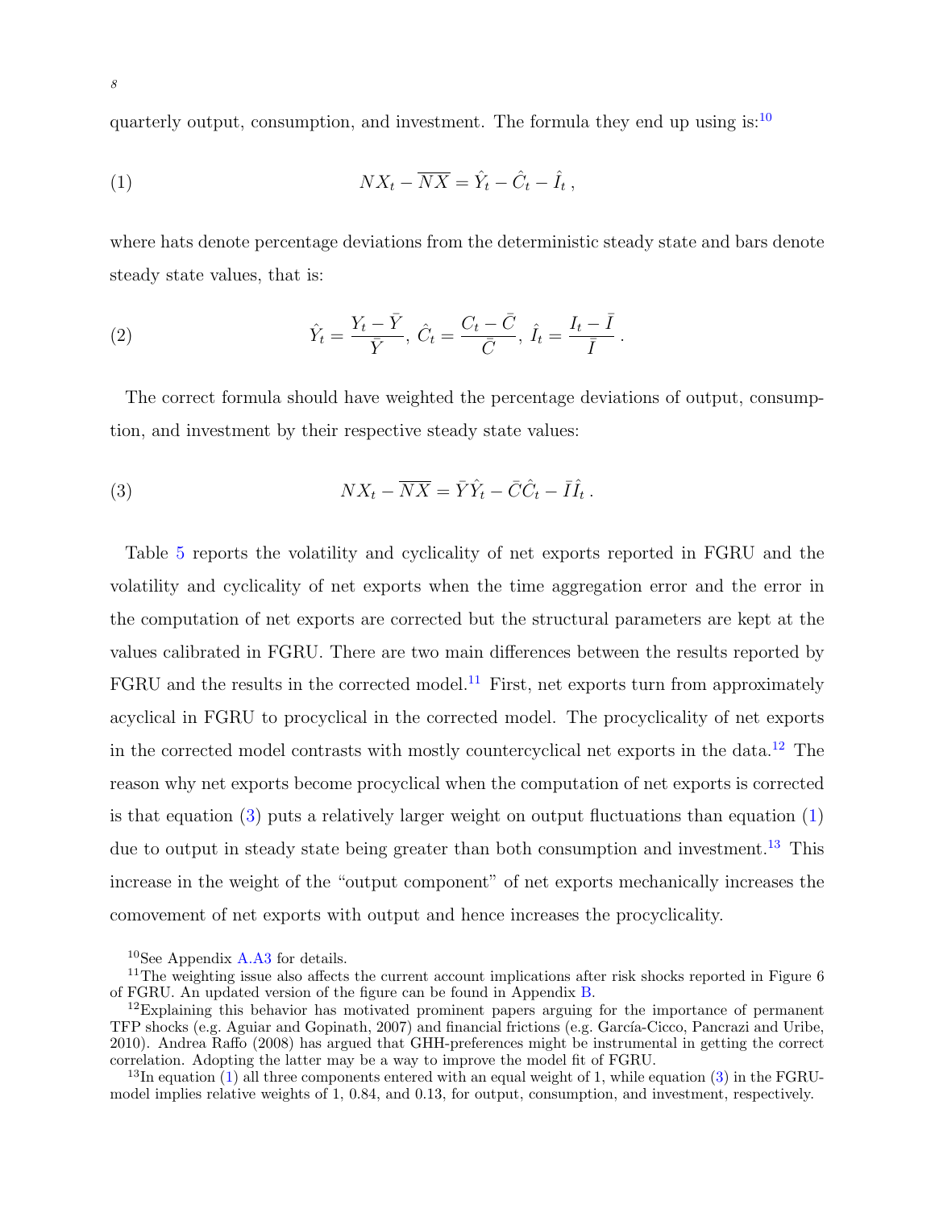quarterly output, consumption, and investment. The formula they end up using is:[10]

$$NX_t - \overline{NX} = \hat{Y}_t - \hat{C}_t - \hat{I}_t \,, \tag{1}$$

where hats denote percentage deviations from the deterministic steady state and bars denote steady state values, that is:

$$\hat{Y}_t = \frac{Y_t - \bar{Y}}{\bar{Y}},\ \hat{C}_t = \frac{C_t - \bar{C}}{\bar{C}},\ \hat{I}_t = \frac{I_t - \bar{I}}{\bar{I}} \,. \tag{2}$$

The correct formula should have weighted the percentage deviations of output, consumption, and investment by their respective steady state values:

$$NX_t - \overline{NX} = \bar{Y}\hat{Y}_t - \bar{C}\hat{C}_t - \bar{I}\hat{I}_t \,. \tag{3}$$

Table 5 reports the volatility and cyclicality of net exports reported in FGRU and the volatility and cyclicality of net exports when the time aggregation error and the error in the computation of net exports are corrected but the structural parameters are kept at the values calibrated in FGRU. There are two main differences between the results reported by FGRU and the results in the corrected model.[11] First, net exports turn from approximately acyclical in FGRU to procyclical in the corrected model. The procyclicality of net exports in the corrected model contrasts with mostly countercyclical net exports in the data.[12] The reason why net exports become procyclical when the computation of net exports is corrected is that equation (3) puts a relatively larger weight on output fluctuations than equation (1) due to output in steady state being greater than both consumption and investment.[13] This increase in the weight of the "output component" of net exports mechanically increases the comovement of net exports with output and hence increases the procyclicality.

[10] See Appendix A.A3 for details.

[11] The weighting issue also affects the current account implications after risk shocks reported in Figure 6 of FGRU. An updated version of the figure can be found in Appendix B.

[12] Explaining this behavior has motivated prominent papers arguing for the importance of permanent TFP shocks (e.g. Aguiar and Gopinath, 2007) and financial frictions (e.g. García-Cicco, Pancrazi and Uribe, 2010). Andrea Raffo (2008) has argued that GHH-preferences might be instrumental in getting the correct correlation. Adopting the latter may be a way to improve the model fit of FGRU.

[13] In equation (1) all three components entered with an equal weight of 1, while equation (3) in the FGRU-model implies relative weights of 1, 0.84, and 0.13, for output, consumption, and investment, respectively.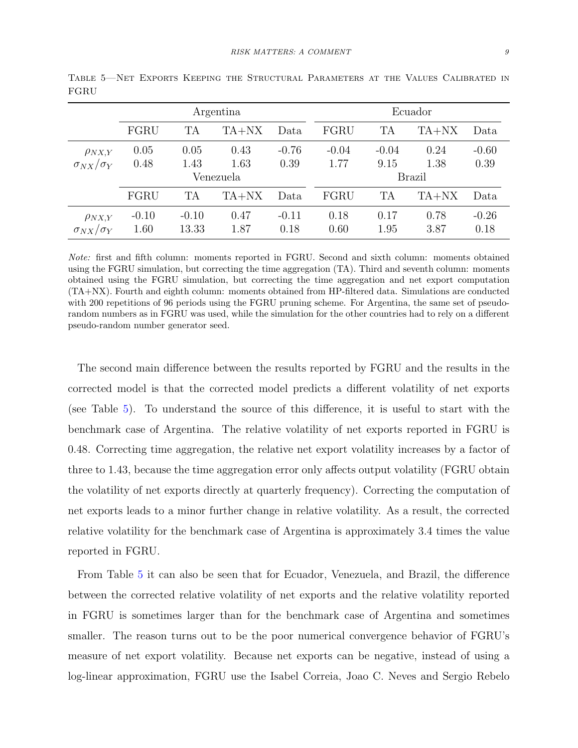Table 5—Net Exports Keeping the Structural Parameters at the Values Calibrated in FGRU

| | Argentina | | | | Ecuador | | | |
|---|---|---|---|---|---|---|---|---|
| | FGRU | TA | TA+NX | Data | FGRU | TA | TA+NX | Data |
| $\rho_{NX,Y}$ | 0.05 | 0.05 | 0.43 | -0.76 | -0.04 | -0.04 | 0.24 | -0.60 |
| $\sigma_{NX}/\sigma_Y$ | 0.48 | 1.43 | 1.63 | 0.39 | 1.77 | 9.15 | 1.38 | 0.39 |
| | Venezuela | | | | Brazil | | | |
| | FGRU | TA | TA+NX | Data | FGRU | TA | TA+NX | Data |
| $\rho_{NX,Y}$ | -0.10 | -0.10 | 0.47 | -0.11 | 0.18 | 0.17 | 0.78 | -0.26 |
| $\sigma_{NX}/\sigma_Y$ | 1.60 | 13.33 | 1.87 | 0.18 | 0.60 | 1.95 | 3.87 | 0.18 |

*Note:* first and fifth column: moments reported in FGRU. Second and sixth column: moments obtained using the FGRU simulation, but correcting the time aggregation (TA). Third and seventh column: moments obtained using the FGRU simulation, but correcting the time aggregation and net export computation (TA+NX). Fourth and eighth column: moments obtained from HP-filtered data. Simulations are conducted with 200 repetitions of 96 periods using the FGRU pruning scheme. For Argentina, the same set of pseudo-random numbers as in FGRU was used, while the simulation for the other countries had to rely on a different pseudo-random number generator seed.

The second main difference between the results reported by FGRU and the results in the corrected model is that the corrected model predicts a different volatility of net exports (see Table 5). To understand the source of this difference, it is useful to start with the benchmark case of Argentina. The relative volatility of net exports reported in FGRU is 0.48. Correcting time aggregation, the relative net export volatility increases by a factor of three to 1.43, because the time aggregation error only affects output volatility (FGRU obtain the volatility of net exports directly at quarterly frequency). Correcting the computation of net exports leads to a minor further change in relative volatility. As a result, the corrected relative volatility for the benchmark case of Argentina is approximately 3.4 times the value reported in FGRU.

From Table 5 it can also be seen that for Ecuador, Venezuela, and Brazil, the difference between the corrected relative volatility of net exports and the relative volatility reported in FGRU is sometimes larger than for the benchmark case of Argentina and sometimes smaller. The reason turns out to be the poor numerical convergence behavior of FGRU's measure of net export volatility. Because net exports can be negative, instead of using a log-linear approximation, FGRU use the Isabel Correia, Joao C. Neves and Sergio Rebelo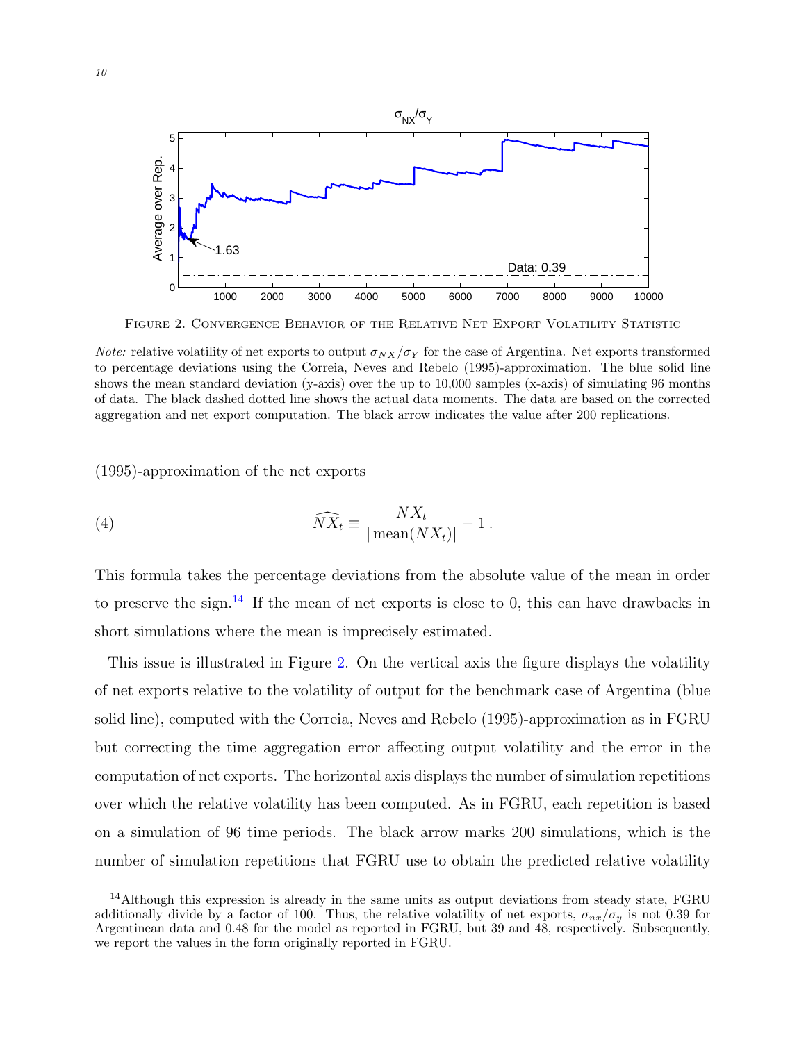FIGURE 2. CONVERGENCE BEHAVIOR OF THE RELATIVE NET EXPORT VOLATILITY STATISTIC

*Note:* relative volatility of net exports to output $\sigma_{NX}/\sigma_Y$ for the case of Argentina. Net exports transformed to percentage deviations using the Correia, Neves and Rebelo (1995)-approximation. The blue solid line shows the mean standard deviation (y-axis) over the up to 10,000 samples (x-axis) of simulating 96 months of data. The black dashed dotted line shows the actual data moments. The data are based on the corrected aggregation and net export computation. The black arrow indicates the value after 200 replications.

(1995)-approximation of the net exports

$$\widehat{NX}_t \equiv \frac{NX_t}{|\,\text{mean}(NX_t)|} - 1\,. \tag{4}$$

This formula takes the percentage deviations from the absolute value of the mean in order to preserve the sign.[14] If the mean of net exports is close to 0, this can have drawbacks in short simulations where the mean is imprecisely estimated.

This issue is illustrated in Figure 2. On the vertical axis the figure displays the volatility of net exports relative to the volatility of output for the benchmark case of Argentina (blue solid line), computed with the Correia, Neves and Rebelo (1995)-approximation as in FGRU but correcting the time aggregation error affecting output volatility and the error in the computation of net exports. The horizontal axis displays the number of simulation repetitions over which the relative volatility has been computed. As in FGRU, each repetition is based on a simulation of 96 time periods. The black arrow marks 200 simulations, which is the number of simulation repetitions that FGRU use to obtain the predicted relative volatility

[14]Although this expression is already in the same units as output deviations from steady state, FGRU additionally divide by a factor of 100. Thus, the relative volatility of net exports, $\sigma_{nx}/\sigma_y$ is not 0.39 for Argentinean data and 0.48 for the model as reported in FGRU, but 39 and 48, respectively. Subsequently, we report the values in the form originally reported in FGRU.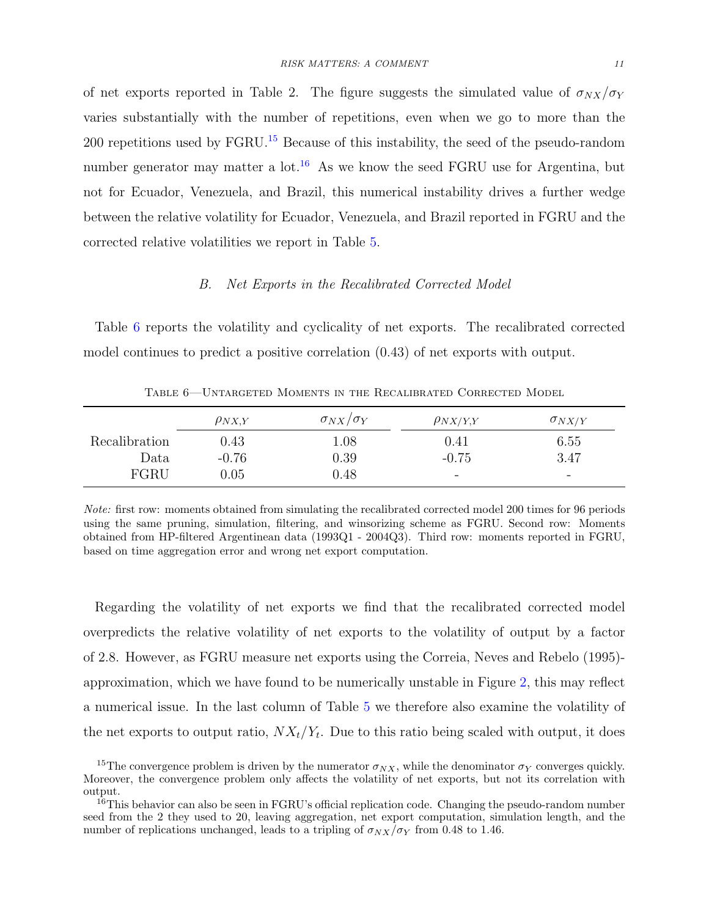of net exports reported in Table 2. The figure suggests the simulated value of $\sigma_{NX}/\sigma_Y$ varies substantially with the number of repetitions, even when we go to more than the 200 repetitions used by FGRU.[15] Because of this instability, the seed of the pseudo-random number generator may matter a lot.[16] As we know the seed FGRU use for Argentina, but not for Ecuador, Venezuela, and Brazil, this numerical instability drives a further wedge between the relative volatility for Ecuador, Venezuela, and Brazil reported in FGRU and the corrected relative volatilities we report in Table 5.

### B. *Net Exports in the Recalibrated Corrected Model*

Table 6 reports the volatility and cyclicality of net exports. The recalibrated corrected model continues to predict a positive correlation (0.43) of net exports with output.

Table 6—Untargeted Moments in the Recalibrated Corrected Model

| | $\rho_{NX,Y}$ | $\sigma_{NX}/\sigma_Y$ | $\rho_{NX/Y,Y}$ | $\sigma_{NX/Y}$ |
|---|---|---|---|---|
| Recalibration | 0.43 | 1.08 | 0.41 | 6.55 |
| Data | -0.76 | 0.39 | -0.75 | 3.47 |
| FGRU | 0.05 | 0.48 | - | - |

*Note:* first row: moments obtained from simulating the recalibrated corrected model 200 times for 96 periods using the same pruning, simulation, filtering, and winsorizing scheme as FGRU. Second row: Moments obtained from HP-filtered Argentinean data (1993Q1 - 2004Q3). Third row: moments reported in FGRU, based on time aggregation error and wrong net export computation.

Regarding the volatility of net exports we find that the recalibrated corrected model overpredicts the relative volatility of net exports to the volatility of output by a factor of 2.8. However, as FGRU measure net exports using the Correia, Neves and Rebelo (1995)-approximation, which we have found to be numerically unstable in Figure 2, this may reflect a numerical issue. In the last column of Table 5 we therefore also examine the volatility of the net exports to output ratio, $NX_t/Y_t$. Due to this ratio being scaled with output, it does

[15] The convergence problem is driven by the numerator $\sigma_{NX}$, while the denominator $\sigma_Y$ converges quickly. Moreover, the convergence problem only affects the volatility of net exports, but not its correlation with output.

[16] This behavior can also be seen in FGRU's official replication code. Changing the pseudo-random number seed from the 2 they used to 20, leaving aggregation, net export computation, simulation length, and the number of replications unchanged, leads to a tripling of $\sigma_{NX}/\sigma_Y$ from 0.48 to 1.46.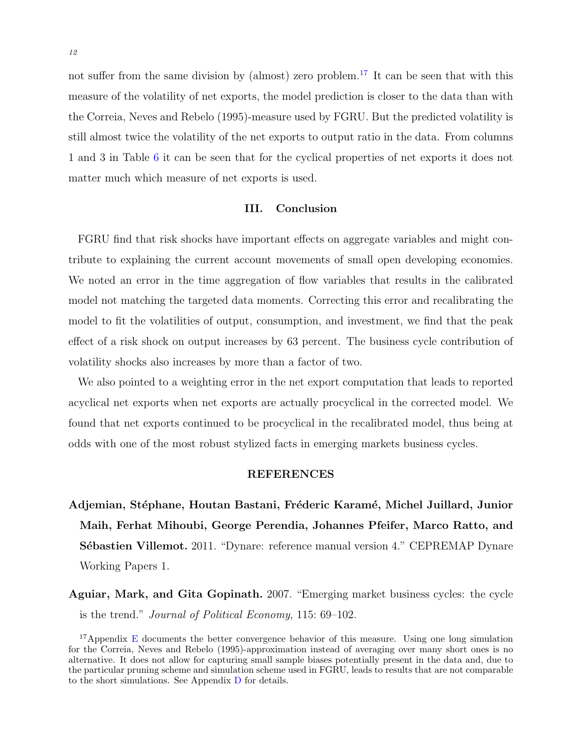not suffer from the same division by (almost) zero problem.[17] It can be seen that with this measure of the volatility of net exports, the model prediction is closer to the data than with the Correia, Neves and Rebelo (1995)-measure used by FGRU. But the predicted volatility is still almost twice the volatility of the net exports to output ratio in the data. From columns 1 and 3 in Table 6 it can be seen that for the cyclical properties of net exports it does not matter much which measure of net exports is used.

## III. Conclusion

FGRU find that risk shocks have important effects on aggregate variables and might contribute to explaining the current account movements of small open developing economies. We noted an error in the time aggregation of flow variables that results in the calibrated model not matching the targeted data moments. Correcting this error and recalibrating the model to fit the volatilities of output, consumption, and investment, we find that the peak effect of a risk shock on output increases by 63 percent. The business cycle contribution of volatility shocks also increases by more than a factor of two.

We also pointed to a weighting error in the net export computation that leads to reported acyclical net exports when net exports are actually procyclical in the corrected model. We found that net exports continued to be procyclical in the recalibrated model, thus being at odds with one of the most robust stylized facts in emerging markets business cycles.

## REFERENCES

**Adjemian, Stéphane, Houtan Bastani, Fréderic Karamé, Michel Juillard, Junior Maih, Ferhat Mihoubi, George Perendia, Johannes Pfeifer, Marco Ratto, and Sébastien Villemot.** 2011. "Dynare: reference manual version 4." CEPREMAP Dynare Working Papers 1.

**Aguiar, Mark, and Gita Gopinath.** 2007. "Emerging market business cycles: the cycle is the trend." *Journal of Political Economy*, 115: 69–102.

[17] Appendix E documents the better convergence behavior of this measure. Using one long simulation for the Correia, Neves and Rebelo (1995)-approximation instead of averaging over many short ones is no alternative. It does not allow for capturing small sample biases potentially present in the data and, due to the particular pruning scheme and simulation scheme used in FGRU, leads to results that are not comparable to the short simulations. See Appendix D for details.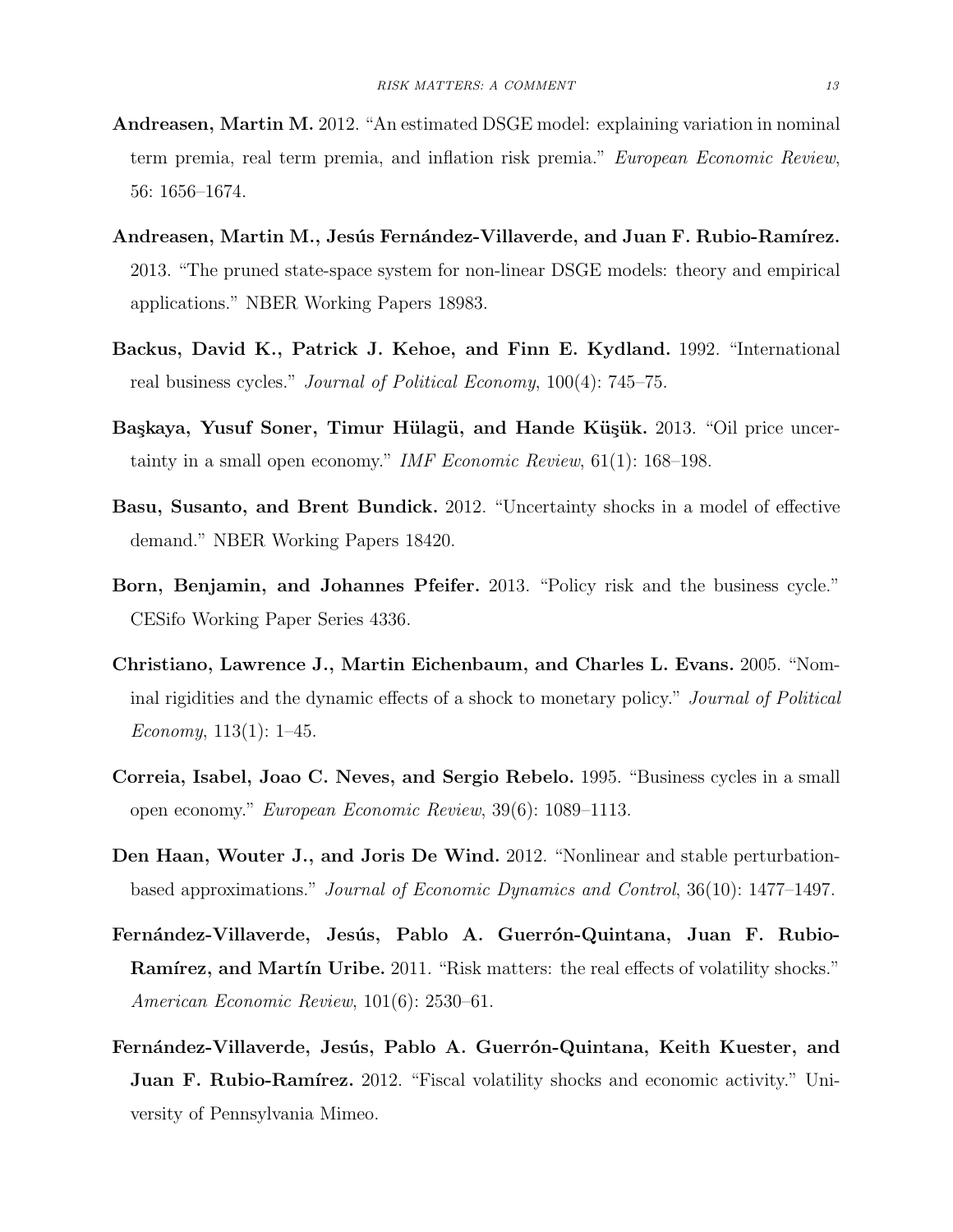**Andreasen, Martin M.** 2012. "An estimated DSGE model: explaining variation in nominal term premia, real term premia, and inflation risk premia." *European Economic Review*, 56: 1656–1674.

**Andreasen, Martin M., Jesús Fernández-Villaverde, and Juan F. Rubio-Ramírez.** 2013. "The pruned state-space system for non-linear DSGE models: theory and empirical applications." NBER Working Papers 18983.

**Backus, David K., Patrick J. Kehoe, and Finn E. Kydland.** 1992. "International real business cycles." *Journal of Political Economy*, 100(4): 745–75.

**Başkaya, Yusuf Soner, Timur Hülagü, and Hande Küşük.** 2013. "Oil price uncertainty in a small open economy." *IMF Economic Review*, 61(1): 168–198.

**Basu, Susanto, and Brent Bundick.** 2012. "Uncertainty shocks in a model of effective demand." NBER Working Papers 18420.

**Born, Benjamin, and Johannes Pfeifer.** 2013. "Policy risk and the business cycle." CESifo Working Paper Series 4336.

**Christiano, Lawrence J., Martin Eichenbaum, and Charles L. Evans.** 2005. "Nominal rigidities and the dynamic effects of a shock to monetary policy." *Journal of Political Economy*, 113(1): 1–45.

**Correia, Isabel, Joao C. Neves, and Sergio Rebelo.** 1995. "Business cycles in a small open economy." *European Economic Review*, 39(6): 1089–1113.

**Den Haan, Wouter J., and Joris De Wind.** 2012. "Nonlinear and stable perturbation-based approximations." *Journal of Economic Dynamics and Control*, 36(10): 1477–1497.

**Fernández-Villaverde, Jesús, Pablo A. Guerrón-Quintana, Juan F. Rubio-Ramírez, and Martín Uribe.** 2011. "Risk matters: the real effects of volatility shocks." *American Economic Review*, 101(6): 2530–61.

**Fernández-Villaverde, Jesús, Pablo A. Guerrón-Quintana, Keith Kuester, and Juan F. Rubio-Ramírez.** 2012. "Fiscal volatility shocks and economic activity." University of Pennsylvania Mimeo.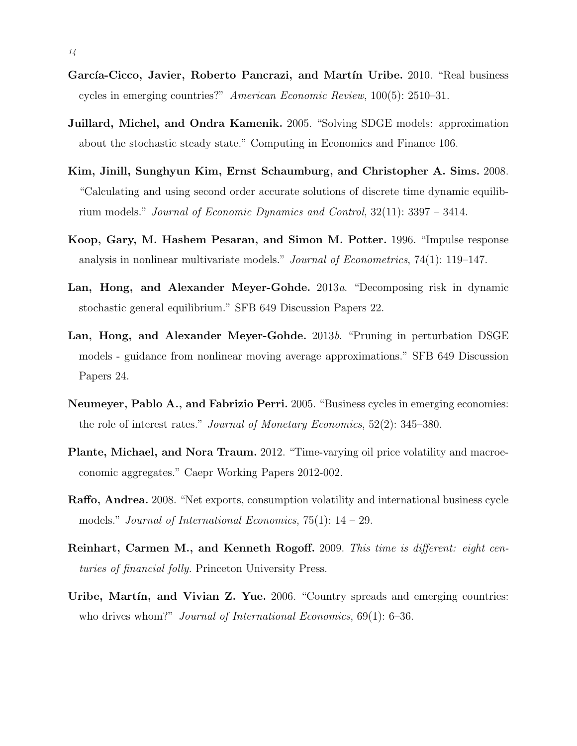**García-Cicco, Javier, Roberto Pancrazi, and Martín Uribe.** 2010. "Real business cycles in emerging countries?" *American Economic Review*, 100(5): 2510–31.

**Juillard, Michel, and Ondra Kamenik.** 2005. "Solving SDGE models: approximation about the stochastic steady state." Computing in Economics and Finance 106.

**Kim, Jinill, Sunghyun Kim, Ernst Schaumburg, and Christopher A. Sims.** 2008. "Calculating and using second order accurate solutions of discrete time dynamic equilibrium models." *Journal of Economic Dynamics and Control*, 32(11): 3397 – 3414.

**Koop, Gary, M. Hashem Pesaran, and Simon M. Potter.** 1996. "Impulse response analysis in nonlinear multivariate models." *Journal of Econometrics*, 74(1): 119–147.

**Lan, Hong, and Alexander Meyer-Gohde.** 2013*a*. "Decomposing risk in dynamic stochastic general equilibrium." SFB 649 Discussion Papers 22.

**Lan, Hong, and Alexander Meyer-Gohde.** 2013*b*. "Pruning in perturbation DSGE models - guidance from nonlinear moving average approximations." SFB 649 Discussion Papers 24.

**Neumeyer, Pablo A., and Fabrizio Perri.** 2005. "Business cycles in emerging economies: the role of interest rates." *Journal of Monetary Economics*, 52(2): 345–380.

**Plante, Michael, and Nora Traum.** 2012. "Time-varying oil price volatility and macroeconomic aggregates." Caepr Working Papers 2012-002.

**Raffo, Andrea.** 2008. "Net exports, consumption volatility and international business cycle models." *Journal of International Economics*, 75(1): 14 – 29.

**Reinhart, Carmen M., and Kenneth Rogoff.** 2009. *This time is different: eight centuries of financial folly.* Princeton University Press.

**Uribe, Martín, and Vivian Z. Yue.** 2006. "Country spreads and emerging countries: who drives whom?" *Journal of International Economics*, 69(1): 6–36.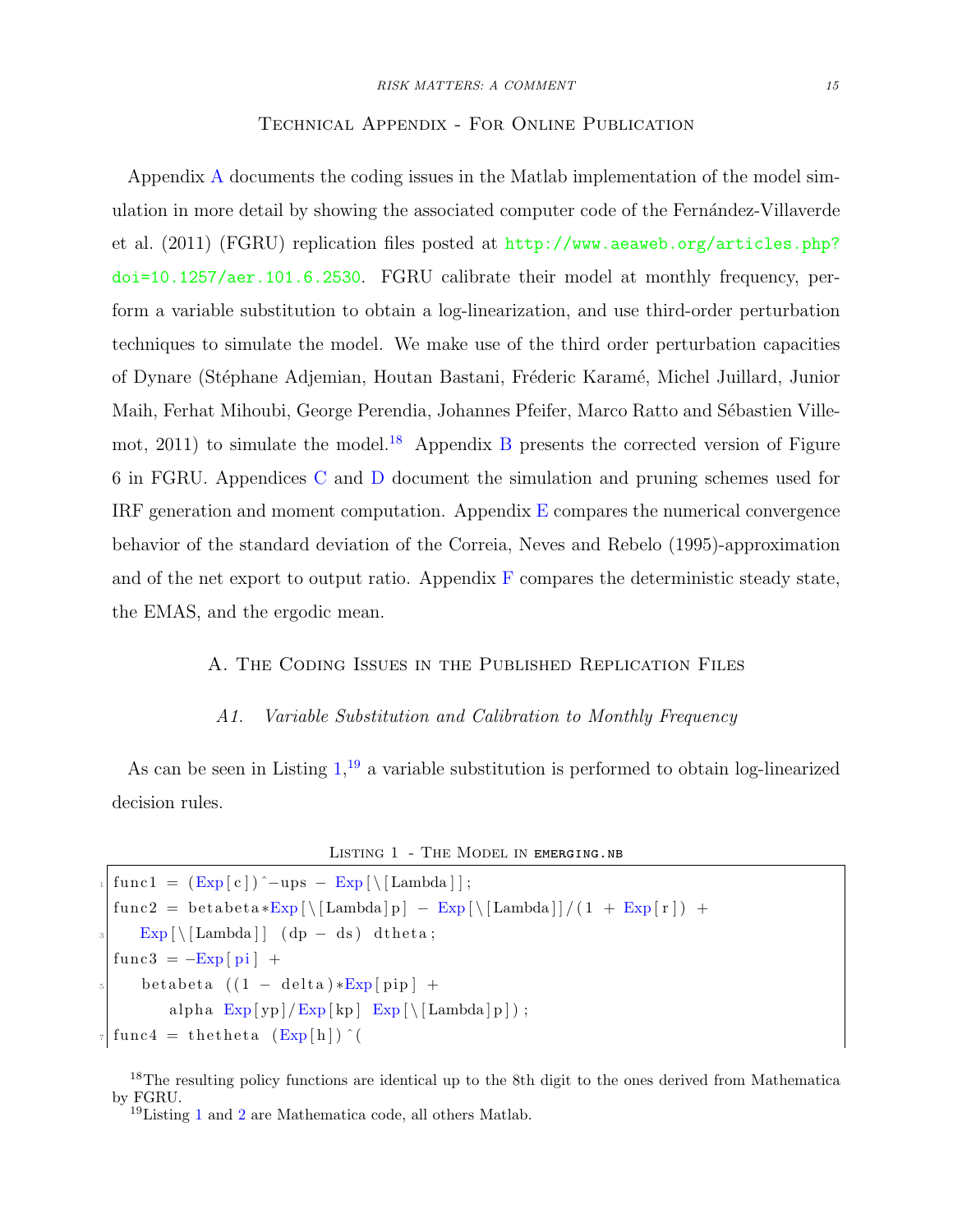## Technical Appendix - For Online Publication

Appendix A documents the coding issues in the Matlab implementation of the model simulation in more detail by showing the associated computer code of the Fernández-Villaverde et al. (2011) (FGRU) replication files posted at http://www.aeaweb.org/articles.php?doi=10.1257/aer.101.6.2530. FGRU calibrate their model at monthly frequency, perform a variable substitution to obtain a log-linearization, and use third-order perturbation techniques to simulate the model. We make use of the third order perturbation capacities of Dynare (Stéphane Adjemian, Houtan Bastani, Fréderic Karamé, Michel Juillard, Junior Maih, Ferhat Mihoubi, George Perendia, Johannes Pfeifer, Marco Ratto and Sébastien Villemot, 2011) to simulate the model.[18] Appendix B presents the corrected version of Figure 6 in FGRU. Appendices C and D document the simulation and pruning schemes used for IRF generation and moment computation. Appendix E compares the numerical convergence behavior of the standard deviation of the Correia, Neves and Rebelo (1995)-approximation and of the net export to output ratio. Appendix F compares the deterministic steady state, the EMAS, and the ergodic mean.

## A. The Coding Issues in the Published Replication Files

### A1. Variable Substitution and Calibration to Monthly Frequency

As can be seen in Listing 1,[19] a variable substitution is performed to obtain log-linearized decision rules.

Listing 1 - The Model in emerging.nb

```
func1 = (Exp[c])^-ups - Exp[\[Lambda]];
func2 = betabeta*Exp[\[Lambda]p] - Exp[\[Lambda]]/(1 + Exp[r]) +
    Exp[\[Lambda]] (dp - ds) dtheta;
func3 = -Exp[pi] +
    betabeta ((1 - delta)*Exp[pip] +
        alpha Exp[yp]/Exp[kp] Exp[\[Lambda]p]);
func4 = thetheta (Exp[h])^(
```

[18] The resulting policy functions are identical up to the 8th digit to the ones derived from Mathematica by FGRU.

[19] Listing 1 and 2 are Mathematica code, all others Matlab.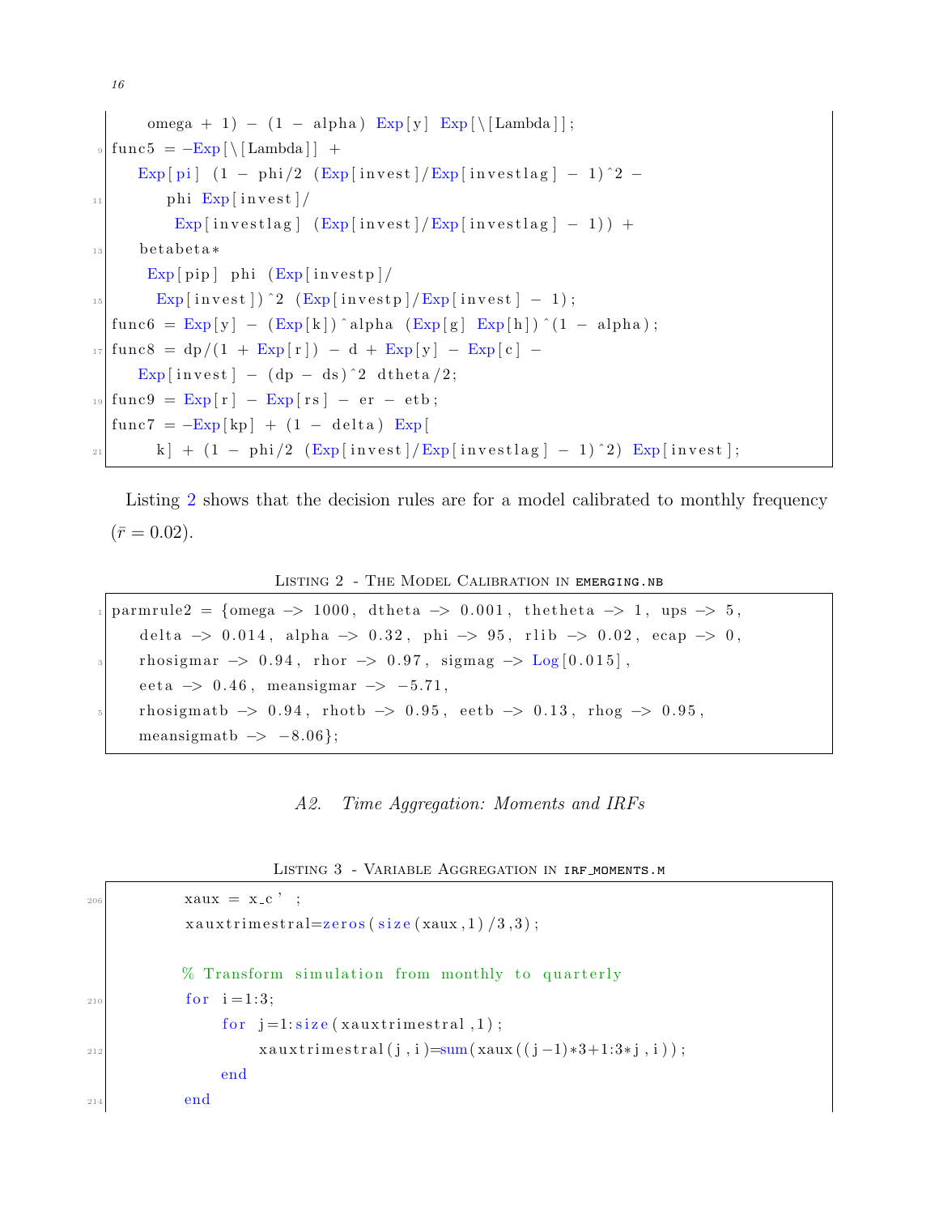```
     omega + 1) - (1 - alpha) Exp[y] Exp[\[Lambda]];
func5 = -Exp[\[Lambda]] +
   Exp[pi] (1 - phi/2 (Exp[invest]/Exp[investlag] - 1)^2 -
      phi Exp[invest]/
       Exp[investlag] (Exp[invest]/Exp[investlag] - 1)) +
   betabeta*
    Exp[pip] phi (Exp[investp]/
      Exp[invest])^2 (Exp[investp]/Exp[invest] - 1);
func6 = Exp[y] - (Exp[k])^alpha (Exp[g] Exp[h])^(1 - alpha);
func8 = dp/(1 + Exp[r]) - d + Exp[y] - Exp[c] -
   Exp[invest] - (dp - ds)^2 dtheta/2;
func9 = Exp[r] - Exp[rs] - er - etb;
func7 = -Exp[kp] + (1 - delta) Exp[
      k] + (1 - phi/2 (Exp[invest]/Exp[investlag] - 1)^2) Exp[invest];
```

Listing 2 shows that the decision rules are for a model calibrated to monthly frequency ($\bar{r} = 0.02$).

Listing 2 - The Model Calibration in emerging.nb

```
parmrule2 = {omega -> 1000, dtheta -> 0.001, thetheta -> 1, ups -> 5,
   delta -> 0.014, alpha -> 0.32, phi -> 95, rlib -> 0.02, ecap -> 0,
   rhosigmar -> 0.94, rhor -> 0.97, sigmag -> Log[0.015],
   eeta -> 0.46, meansigmar -> -5.71,
   rhosigmatb -> 0.94, rhotb -> 0.95, eetb -> 0.13, rhog -> 0.95,
   meansigmatb -> -8.06};
```

## A2. *Time Aggregation: Moments and IRFs*

Listing 3 - Variable Aggregation in irf_moments.m

```
        xaux = x_c' ;
        xauxtrimestral=zeros(size(xaux,1)/3,3);

        % Transform simulation from monthly to quarterly
        for i=1:3;
            for j=1:size(xauxtrimestral,1);
                xauxtrimestral(j,i)=sum(xaux((j-1)*3+1:3*j,i));
            end
        end
```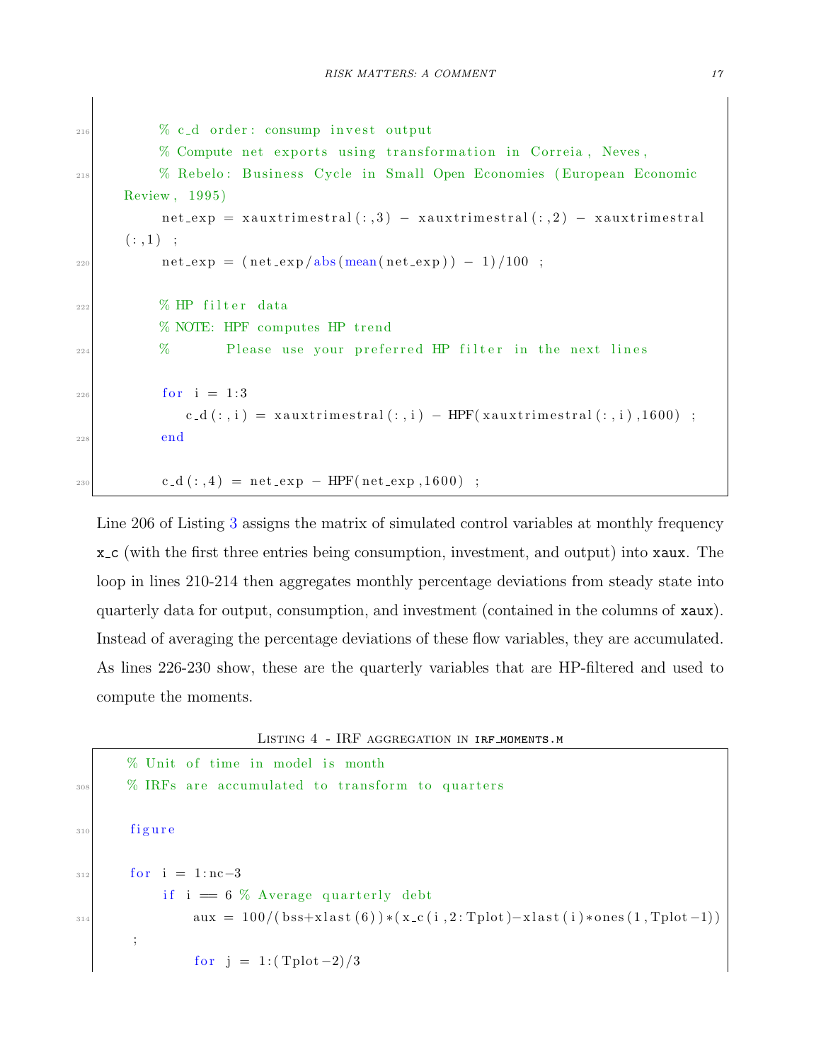```
216        % c_d order: consump invest output
           % Compute net exports using transformation in Correia, Neves,
218        % Rebelo: Business Cycle in Small Open Economies (European Economic
    Review, 1995)
           net_exp = xauxtrimestral(:,3) - xauxtrimestral(:,2) - xauxtrimestral
    (:,1) ;
220        net_exp = (net_exp/abs(mean(net_exp)) - 1)/100 ;

222        % HP filter data
           % NOTE: HPF computes HP trend
224        %       Please use your preferred HP filter in the next lines

226        for i = 1:3
               c_d(:,i) = xauxtrimestral(:,i) - HPF(xauxtrimestral(:,i),1600) ;
228        end

230        c_d(:,4) = net_exp - HPF(net_exp,1600) ;
```

Line 206 of Listing 3 assigns the matrix of simulated control variables at monthly frequency `x_c` (with the first three entries being consumption, investment, and output) into `xaux`. The loop in lines 210-214 then aggregates monthly percentage deviations from steady state into quarterly data for output, consumption, and investment (contained in the columns of `xaux`). Instead of averaging the percentage deviations of these flow variables, they are accumulated. As lines 226-230 show, these are the quarterly variables that are HP-filtered and used to compute the moments.

Listing 4 - IRF aggregation in irf_moments.m

```
       % Unit of time in model is month
308    % IRFs are accumulated to transform to quarters

310    figure

312    for i = 1:nc-3
           if i == 6 % Average quarterly debt
314            aux = 100/(bss+xlast(6))*(x_c(i,2:Tplot)-xlast(i)*ones(1,Tplot-1))
       ;
               for j = 1:(Tplot-2)/3
```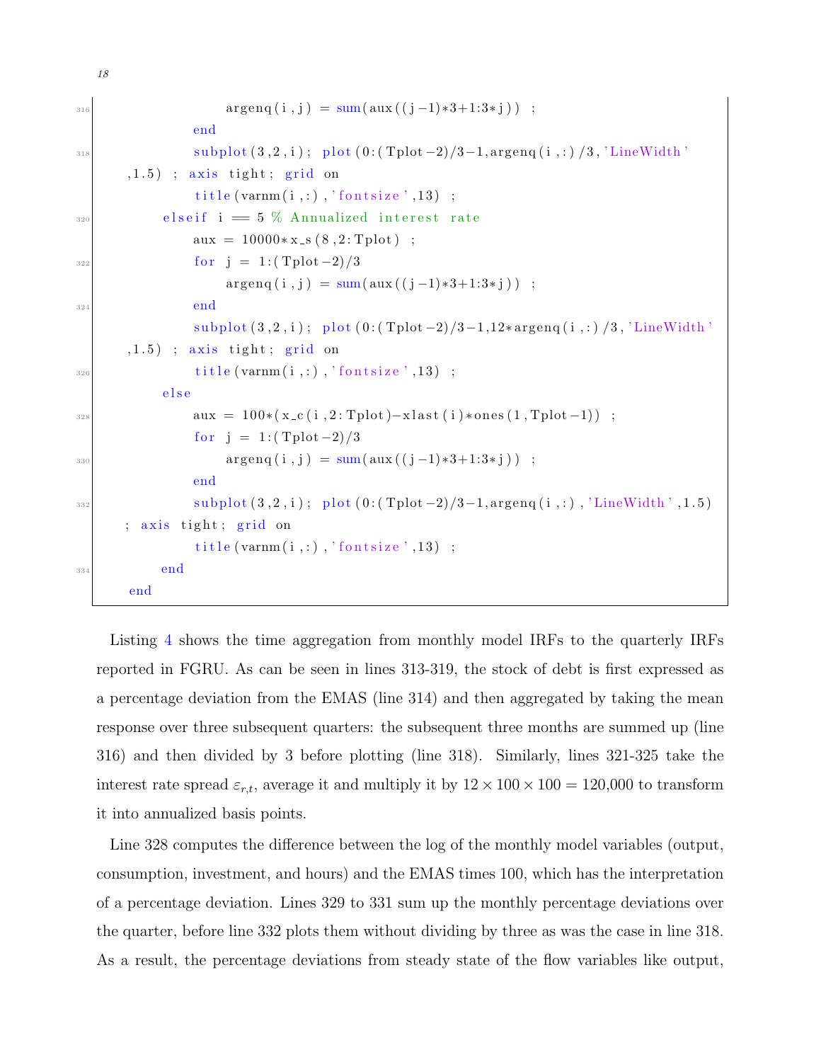```
                argenq(i,j) = sum(aux((j-1)*3+1:3*j)) ;
            end
            subplot(3,2,i); plot(0:(Tplot-2)/3-1,argenq(i,:)/3,'LineWidth',1.5) ; axis tight; grid on
            title(varnm(i,:),'fontsize',13) ;
        elseif i == 5 % Annualized interest rate
            aux = 10000*x_s(8,2:Tplot) ;
            for j = 1:(Tplot-2)/3
                argenq(i,j) = sum(aux((j-1)*3+1:3*j)) ;
            end
            subplot(3,2,i); plot(0:(Tplot-2)/3-1,12*argenq(i,:)/3,'LineWidth',1.5) ; axis tight; grid on
            title(varnm(i,:),'fontsize',13) ;
        else
            aux = 100*(x_c(i,2:Tplot)-xlast(i)*ones(1,Tplot-1)) ;
            for j = 1:(Tplot-2)/3
                argenq(i,j) = sum(aux((j-1)*3+1:3*j)) ;
            end
            subplot(3,2,i); plot(0:(Tplot-2)/3-1,argenq(i,:),'LineWidth',1.5) ; axis tight; grid on
            title(varnm(i,:),'fontsize',13) ;
        end
    end
```

Listing 4 shows the time aggregation from monthly model IRFs to the quarterly IRFs reported in FGRU. As can be seen in lines 313-319, the stock of debt is first expressed as a percentage deviation from the EMAS (line 314) and then aggregated by taking the mean response over three subsequent quarters: the subsequent three months are summed up (line 316) and then divided by 3 before plotting (line 318). Similarly, lines 321-325 take the interest rate spread $\varepsilon_{r,t}$, average it and multiply it by $12 \times 100 \times 100 = 120{,}000$ to transform it into annualized basis points.

Line 328 computes the difference between the log of the monthly model variables (output, consumption, investment, and hours) and the EMAS times 100, which has the interpretation of a percentage deviation. Lines 329 to 331 sum up the monthly percentage deviations over the quarter, before line 332 plots them without dividing by three as was the case in line 318. As a result, the percentage deviations from steady state of the flow variables like output,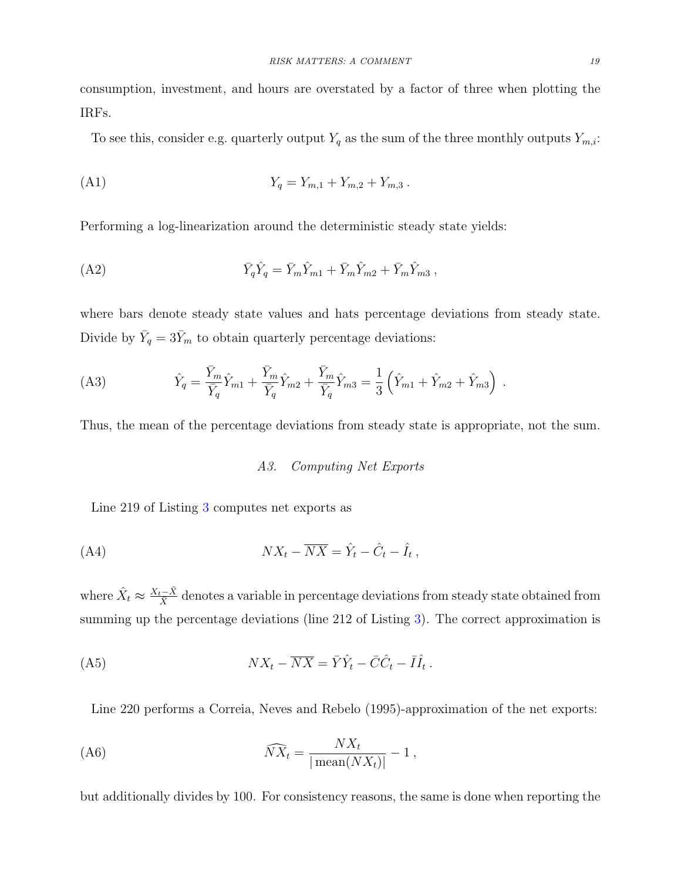consumption, investment, and hours are overstated by a factor of three when plotting the IRFs.

To see this, consider e.g. quarterly output $Y_q$ as the sum of the three monthly outputs $Y_{m,i}$:

$$Y_q = Y_{m,1} + Y_{m,2} + Y_{m,3} \,. \tag{A1}$$

Performing a log-linearization around the deterministic steady state yields:

$$\bar{Y}_q \hat{Y}_q = \bar{Y}_m \hat{Y}_{m1} + \bar{Y}_m \hat{Y}_{m2} + \bar{Y}_m \hat{Y}_{m3} \,, \tag{A2}$$

where bars denote steady state values and hats percentage deviations from steady state. Divide by $\bar{Y}_q = 3\bar{Y}_m$ to obtain quarterly percentage deviations:

$$\hat{Y}_q = \frac{\bar{Y}_m}{\bar{Y}_q}\hat{Y}_{m1} + \frac{\bar{Y}_m}{\bar{Y}_q}\hat{Y}_{m2} + \frac{\bar{Y}_m}{\bar{Y}_q}\hat{Y}_{m3} = \frac{1}{3}\left(\hat{Y}_{m1} + \hat{Y}_{m2} + \hat{Y}_{m3}\right) \,. \tag{A3}$$

Thus, the mean of the percentage deviations from steady state is appropriate, not the sum.

### A3. *Computing Net Exports*

Line 219 of Listing 3 computes net exports as

$$NX_t - \overline{NX} = \hat{Y}_t - \hat{C}_t - \hat{I}_t \,, \tag{A4}$$

where $\hat{X}_t \approx \frac{X_t - \bar{X}}{\bar{X}}$ denotes a variable in percentage deviations from steady state obtained from summing up the percentage deviations (line 212 of Listing 3). The correct approximation is

$$NX_t - \overline{NX} = \bar{Y}\hat{Y}_t - \bar{C}\hat{C}_t - \bar{I}\hat{I}_t \,. \tag{A5}$$

Line 220 performs a Correia, Neves and Rebelo (1995)-approximation of the net exports:

$$\widehat{NX}_t = \frac{NX_t}{|\,\mathrm{mean}(NX_t)|} - 1 \,, \tag{A6}$$

but additionally divides by 100. For consistency reasons, the same is done when reporting the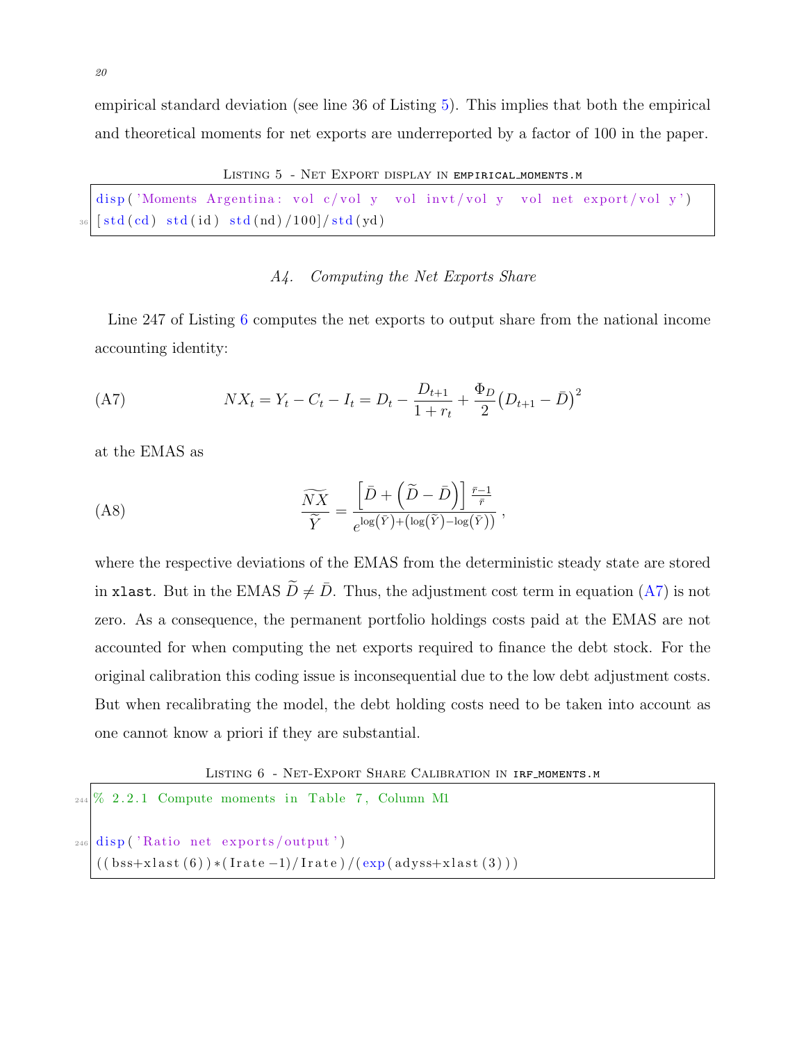empirical standard deviation (see line 36 of Listing 5). This implies that both the empirical and theoretical moments for net exports are underreported by a factor of 100 in the paper.

Listing 5 - Net Export display in empirical_moments.m

```
   disp('Moments Argentina: vol c/vol y   vol invt/vol y   vol net export/vol y')
36 [std(cd) std(id) std(nd)/100]/std(yd)
```

### A4. Computing the Net Exports Share

Line 247 of Listing 6 computes the net exports to output share from the national income accounting identity:

$$NX_t = Y_t - C_t - I_t = D_t - \frac{D_{t+1}}{1+r_t} + \frac{\Phi_D}{2}\left(D_{t+1} - \bar{D}\right)^2 \tag{A7}$$

at the EMAS as

$$\frac{\widetilde{NX}}{\widetilde{Y}} = \frac{\left[\bar{D} + \left(\widetilde{D} - \bar{D}\right)\right]\frac{\bar{r}-1}{\bar{r}}}{e^{\log\left(\bar{Y}\right) + \left(\log\left(\widetilde{Y}\right) - \log\left(\bar{Y}\right)\right)}}, \tag{A8}$$

where the respective deviations of the EMAS from the deterministic steady state are stored in xlast. But in the EMAS $\widetilde{D} \neq \bar{D}$. Thus, the adjustment cost term in equation (A7) is not zero. As a consequence, the permanent portfolio holdings costs paid at the EMAS are not accounted for when computing the net exports required to finance the debt stock. For the original calibration this coding issue is inconsequential due to the low debt adjustment costs. But when recalibrating the model, the debt holding costs need to be taken into account as one cannot know a priori if they are substantial.

Listing 6 - Net-Export Share Calibration in irf_moments.m

```
244 % 2.2.1 Compute moments in Table 7, Column M1

246 disp('Ratio net exports/output')
    ((bss+xlast(6))*(Irate-1)/Irate)/(exp(adyss+xlast(3)))
```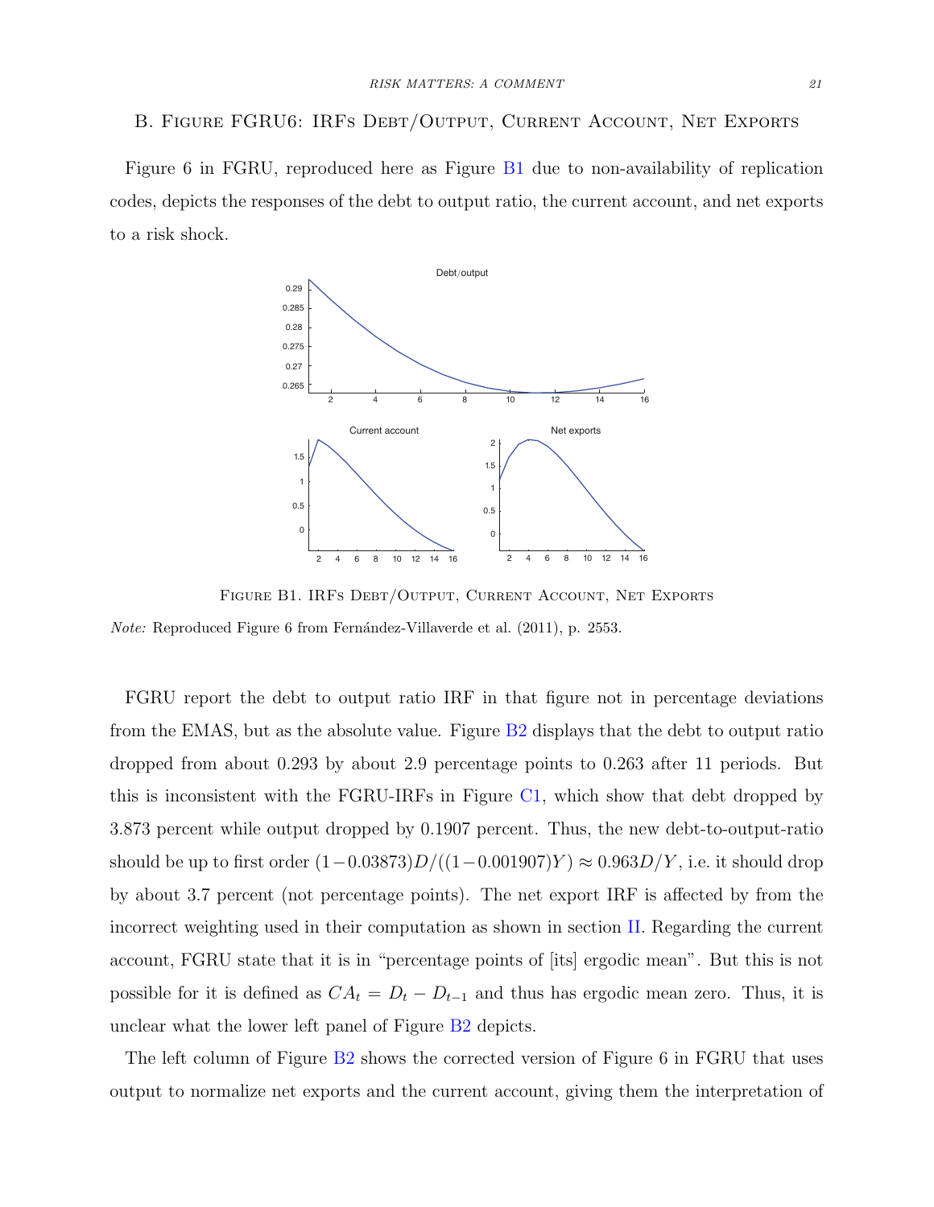## B. Figure FGRU6: IRFs Debt/Output, Current Account, Net Exports

Figure 6 in FGRU, reproduced here as Figure B1 due to non-availability of replication codes, depicts the responses of the debt to output ratio, the current account, and net exports to a risk shock.

Figure B1. IRFs Debt/Output, Current Account, Net Exports

*Note:* Reproduced Figure 6 from Fernández-Villaverde et al. (2011), p. 2553.

FGRU report the debt to output ratio IRF in that figure not in percentage deviations from the EMAS, but as the absolute value. Figure B2 displays that the debt to output ratio dropped from about 0.293 by about 2.9 percentage points to 0.263 after 11 periods. But this is inconsistent with the FGRU-IRFs in Figure C1, which show that debt dropped by 3.873 percent while output dropped by 0.1907 percent. Thus, the new debt-to-output-ratio should be up to first order $(1-0.03873)D/((1-0.001907)Y) \approx 0.963D/Y$, i.e. it should drop by about 3.7 percent (not percentage points). The net export IRF is affected by from the incorrect weighting used in their computation as shown in section II. Regarding the current account, FGRU state that it is in "percentage points of [its] ergodic mean". But this is not possible for it is defined as $CA_t = D_t - D_{t-1}$ and thus has ergodic mean zero. Thus, it is unclear what the lower left panel of Figure B2 depicts.

The left column of Figure B2 shows the corrected version of Figure 6 in FGRU that uses output to normalize net exports and the current account, giving them the interpretation of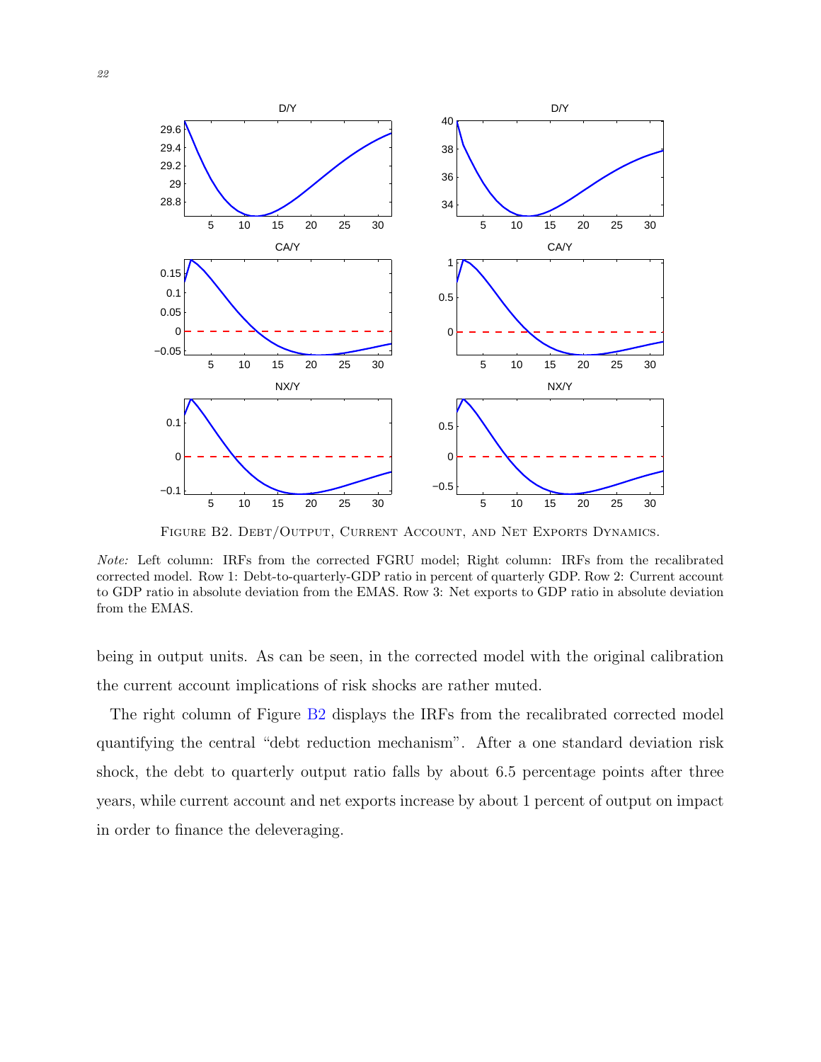Figure B2. Debt/Output, Current Account, and Net Exports Dynamics.

*Note:* Left column: IRFs from the corrected FGRU model; Right column: IRFs from the recalibrated corrected model. Row 1: Debt-to-quarterly-GDP ratio in percent of quarterly GDP. Row 2: Current account to GDP ratio in absolute deviation from the EMAS. Row 3: Net exports to GDP ratio in absolute deviation from the EMAS.

being in output units. As can be seen, in the corrected model with the original calibration the current account implications of risk shocks are rather muted.

The right column of Figure B2 displays the IRFs from the recalibrated corrected model quantifying the central "debt reduction mechanism". After a one standard deviation risk shock, the debt to quarterly output ratio falls by about 6.5 percentage points after three years, while current account and net exports increase by about 1 percent of output on impact in order to finance the deleveraging.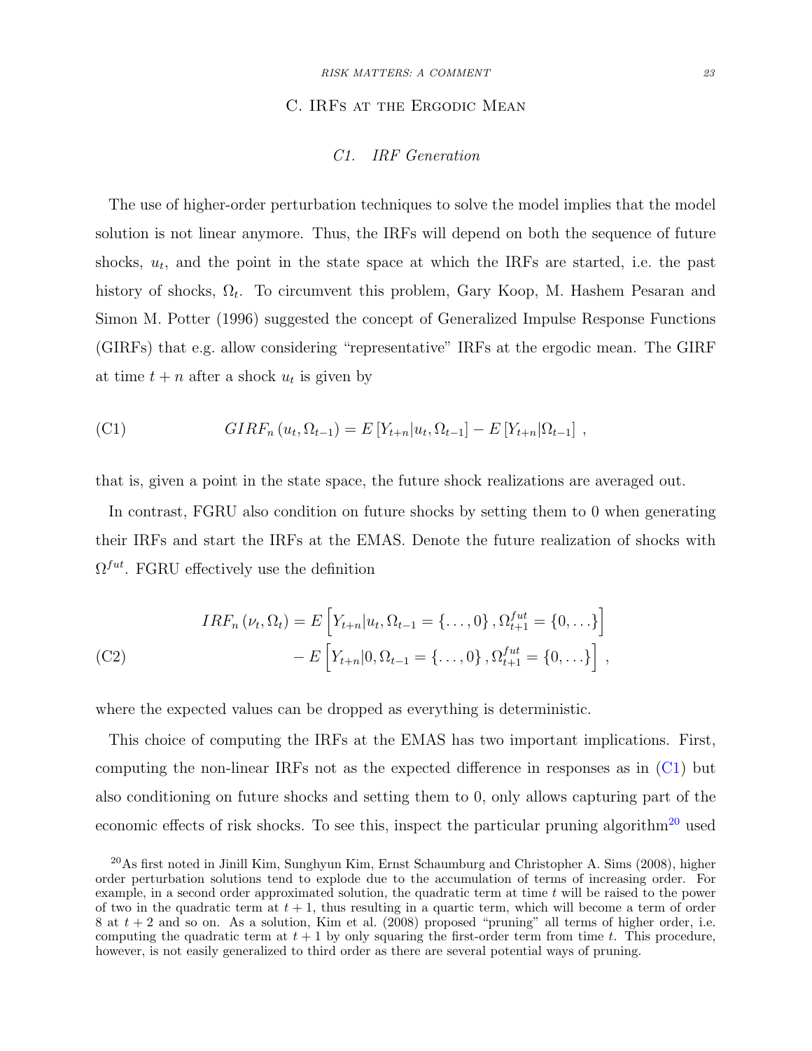## C. IRFs at the Ergodic Mean

### C1. IRF Generation

The use of higher-order perturbation techniques to solve the model implies that the model solution is not linear anymore. Thus, the IRFs will depend on both the sequence of future shocks, $u_t$, and the point in the state space at which the IRFs are started, i.e. the past history of shocks, $\Omega_t$. To circumvent this problem, Gary Koop, M. Hashem Pesaran and Simon M. Potter (1996) suggested the concept of Generalized Impulse Response Functions (GIRFs) that e.g. allow considering "representative" IRFs at the ergodic mean. The GIRF at time $t+n$ after a shock $u_t$ is given by

$$GIRF_n\left(u_t, \Omega_{t-1}\right) = E\left[Y_{t+n} | u_t, \Omega_{t-1}\right] - E\left[Y_{t+n} | \Omega_{t-1}\right] \,, \tag{C1}$$

that is, given a point in the state space, the future shock realizations are averaged out.

In contrast, FGRU also condition on future shocks by setting them to 0 when generating their IRFs and start the IRFs at the EMAS. Denote the future realization of shocks with $\Omega^{fut}$. FGRU effectively use the definition

$$\begin{aligned} IRF_n\left(\nu_t, \Omega_t\right) &= E\left[Y_{t+n} | u_t, \Omega_{t-1} = \{\ldots, 0\}, \Omega_{t+1}^{fut} = \{0, \ldots\}\right] \\ &\quad - E\left[Y_{t+n} | 0, \Omega_{t-1} = \{\ldots, 0\}, \Omega_{t+1}^{fut} = \{0, \ldots\}\right] \,, \end{aligned} \tag{C2}$$

where the expected values can be dropped as everything is deterministic.

This choice of computing the IRFs at the EMAS has two important implications. First, computing the non-linear IRFs not as the expected difference in responses as in (C1) but also conditioning on future shocks and setting them to 0, only allows capturing part of the economic effects of risk shocks. To see this, inspect the particular pruning algorithm[20] used

[20] As first noted in Jinill Kim, Sunghyun Kim, Ernst Schaumburg and Christopher A. Sims (2008), higher order perturbation solutions tend to explode due to the accumulation of terms of increasing order. For example, in a second order approximated solution, the quadratic term at time $t$ will be raised to the power of two in the quadratic term at $t+1$, thus resulting in a quartic term, which will become a term of order 8 at $t+2$ and so on. As a solution, Kim et al. (2008) proposed "pruning" all terms of higher order, i.e. computing the quadratic term at $t+1$ by only squaring the first-order term from time $t$. This procedure, however, is not easily generalized to third order as there are several potential ways of pruning.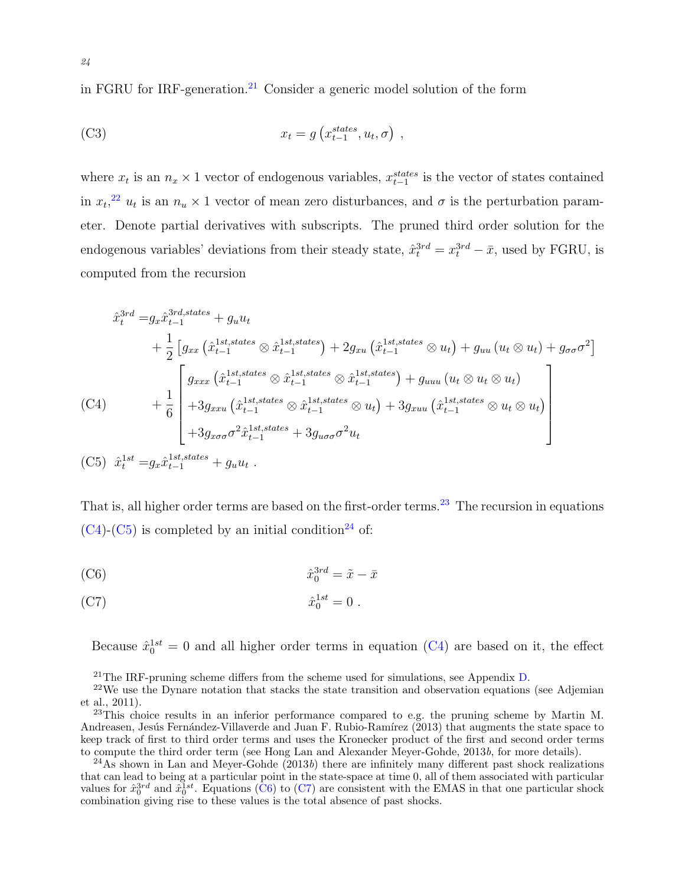in FGRU for IRF-generation.[21] Consider a generic model solution of the form

$$x_t = g\left(x_{t-1}^{states}, u_t, \sigma\right) \ , \tag{C3}$$

where $x_t$ is an $n_x \times 1$ vector of endogenous variables, $x_{t-1}^{states}$ is the vector of states contained in $x_t$,[22] $u_t$ is an $n_u \times 1$ vector of mean zero disturbances, and $\sigma$ is the perturbation parameter. Denote partial derivatives with subscripts. The pruned third order solution for the endogenous variables' deviations from their steady state, $\hat{x}_t^{3rd} = x_t^{3rd} - \bar{x}$, used by FGRU, is computed from the recursion

$$\begin{aligned}
\hat{x}_t^{3rd} =& g_x \hat{x}_{t-1}^{3rd,states} + g_u u_t \\
&+ \frac{1}{2}\left[g_{xx}\left(\hat{x}_{t-1}^{1st,states} \otimes \hat{x}_{t-1}^{1st,states}\right) + 2g_{xu}\left(\hat{x}_{t-1}^{1st,states} \otimes u_t\right) + g_{uu}\left(u_t \otimes u_t\right) + g_{\sigma\sigma}\sigma^2\right] \\
&+ \frac{1}{6}\begin{bmatrix} g_{xxx}\left(\hat{x}_{t-1}^{1st,states} \otimes \hat{x}_{t-1}^{1st,states} \otimes \hat{x}_{t-1}^{1st,states}\right) + g_{uuu}\left(u_t \otimes u_t \otimes u_t\right) \\ +3g_{xxu}\left(\hat{x}_{t-1}^{1st,states} \otimes \hat{x}_{t-1}^{1st,states} \otimes u_t\right) + 3g_{xuu}\left(\hat{x}_{t-1}^{1st,states} \otimes u_t \otimes u_t\right) \\ +3g_{x\sigma\sigma}\sigma^2 \hat{x}_{t-1}^{1st,states} + 3g_{u\sigma\sigma}\sigma^2 u_t \end{bmatrix}
\end{aligned} \tag{C4}$$

$$\hat{x}_t^{1st} = g_x \hat{x}_{t-1}^{1st,states} + g_u u_t \ . \tag{C5}$$

That is, all higher order terms are based on the first-order terms.[23] The recursion in equations (C4)-(C5) is completed by an initial condition[24] of:

$$\hat{x}_0^{3rd} = \tilde{x} - \bar{x} \tag{C6}$$

$$\hat{x}_0^{1st} = 0 \ . \tag{C7}$$

Because $\hat{x}_0^{1st} = 0$ and all higher order terms in equation (C4) are based on it, the effect

[21] The IRF-pruning scheme differs from the scheme used for simulations, see Appendix D.

[22] We use the Dynare notation that stacks the state transition and observation equations (see Adjemian et al., 2011).

[23] This choice results in an inferior performance compared to e.g. the pruning scheme by Martin M. Andreasen, Jesús Fernández-Villaverde and Juan F. Rubio-Ramírez (2013) that augments the state space to keep track of first to third order terms and uses the Kronecker product of the first and second order terms to compute the third order term (see Hong Lan and Alexander Meyer-Gohde, 2013*b*, for more details).

[24] As shown in Lan and Meyer-Gohde (2013*b*) there are infinitely many different past shock realizations that can lead to being at a particular point in the state-space at time 0, all of them associated with particular values for $\hat{x}_0^{3rd}$ and $\hat{x}_0^{1st}$. Equations (C6) to (C7) are consistent with the EMAS in that one particular shock combination giving rise to these values is the total absence of past shocks.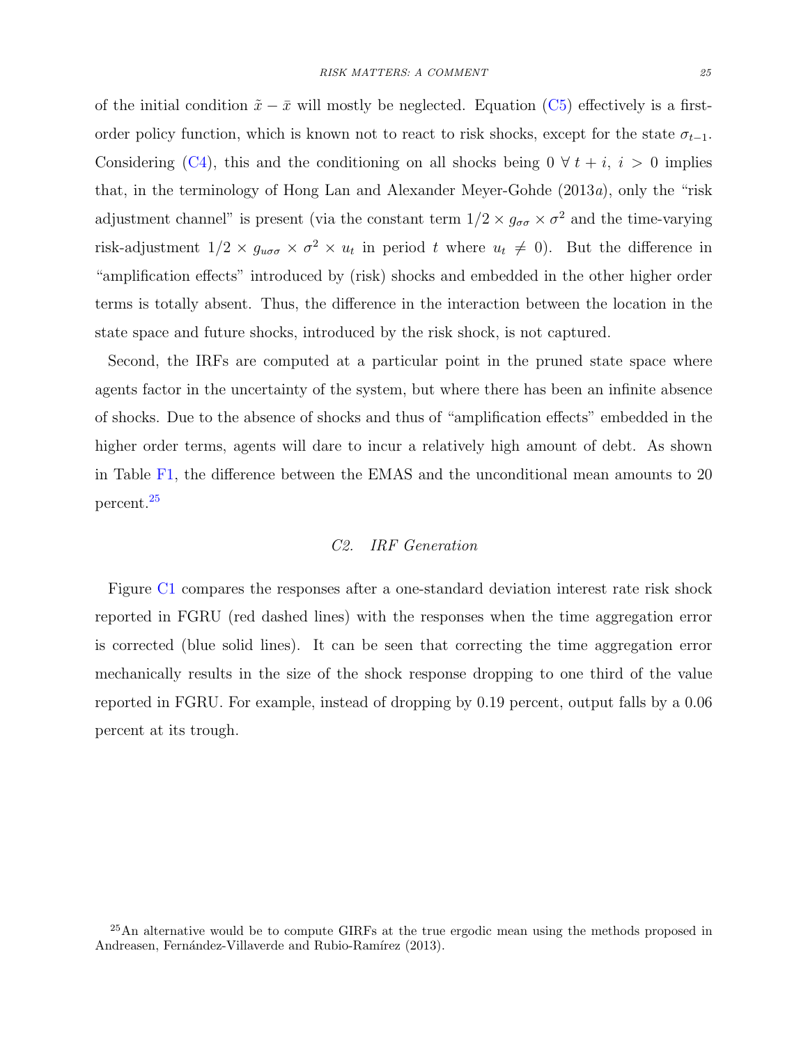of the initial condition $\tilde{x} - \bar{x}$ will mostly be neglected. Equation (C5) effectively is a first-order policy function, which is known not to react to risk shocks, except for the state $\sigma_{t-1}$. Considering (C4), this and the conditioning on all shocks being $0 \ \forall \ t+i, \ i > 0$ implies that, in the terminology of Hong Lan and Alexander Meyer-Gohde (2013*a*), only the "risk adjustment channel" is present (via the constant term $1/2 \times g_{\sigma\sigma} \times \sigma^2$ and the time-varying risk-adjustment $1/2 \times g_{u\sigma\sigma} \times \sigma^2 \times u_t$ in period $t$ where $u_t \neq 0$). But the difference in "amplification effects" introduced by (risk) shocks and embedded in the other higher order terms is totally absent. Thus, the difference in the interaction between the location in the state space and future shocks, introduced by the risk shock, is not captured.

Second, the IRFs are computed at a particular point in the pruned state space where agents factor in the uncertainty of the system, but where there has been an infinite absence of shocks. Due to the absence of shocks and thus of "amplification effects" embedded in the higher order terms, agents will dare to incur a relatively high amount of debt. As shown in Table F1, the difference between the EMAS and the unconditional mean amounts to 20 percent.[25]

### *C2. IRF Generation*

Figure C1 compares the responses after a one-standard deviation interest rate risk shock reported in FGRU (red dashed lines) with the responses when the time aggregation error is corrected (blue solid lines). It can be seen that correcting the time aggregation error mechanically results in the size of the shock response dropping to one third of the value reported in FGRU. For example, instead of dropping by 0.19 percent, output falls by a 0.06 percent at its trough.

[25]An alternative would be to compute GIRFs at the true ergodic mean using the methods proposed in Andreasen, Fernández-Villaverde and Rubio-Ramírez (2013).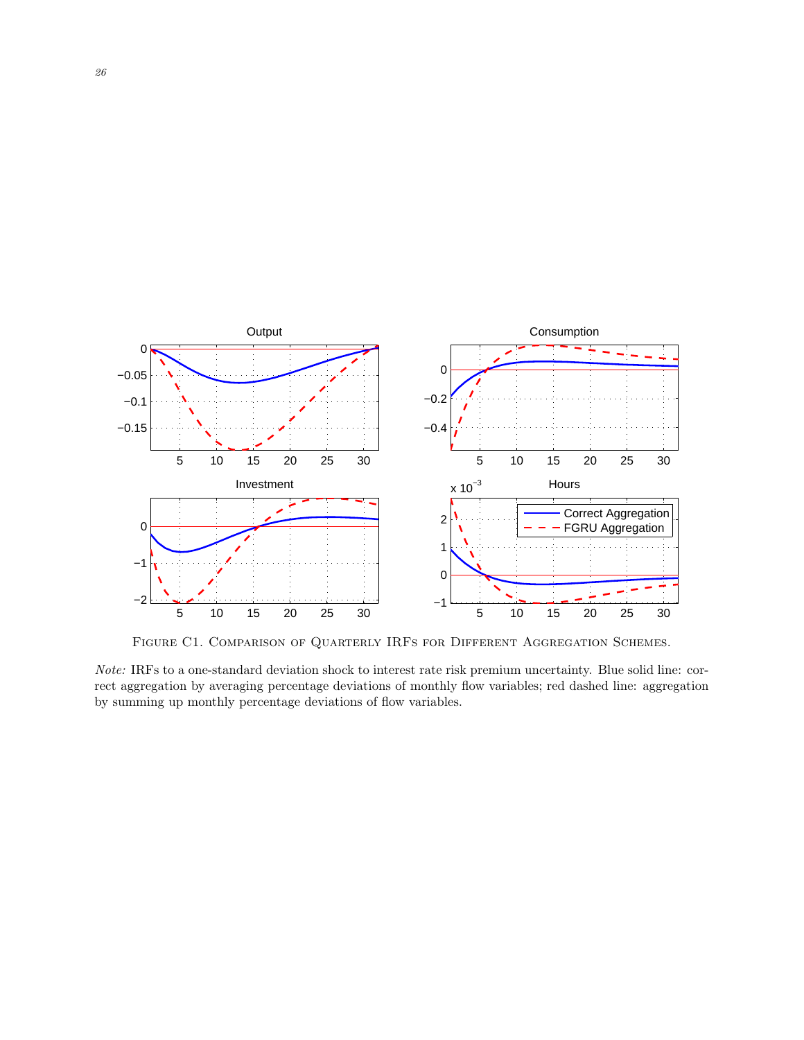Figure C1. Comparison of Quarterly IRFs for Different Aggregation Schemes.

*Note:* IRFs to a one-standard deviation shock to interest rate risk premium uncertainty. Blue solid line: correct aggregation by averaging percentage deviations of monthly flow variables; red dashed line: aggregation by summing up monthly percentage deviations of flow variables.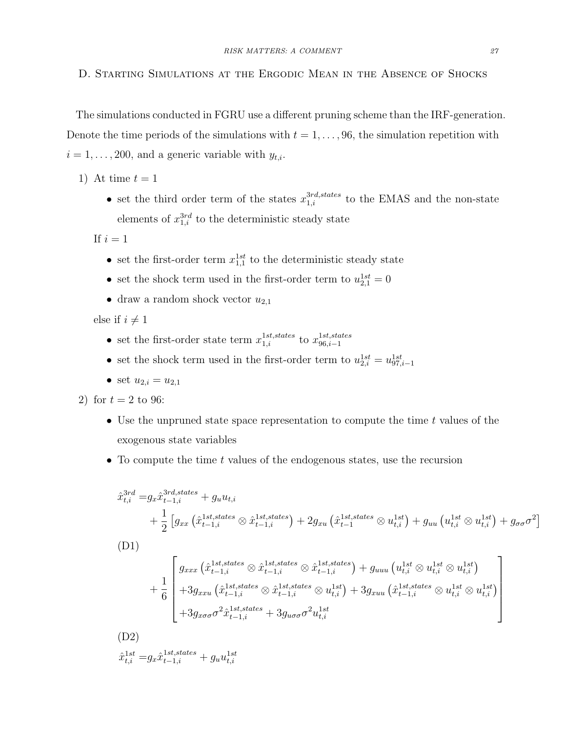## D. Starting Simulations at the Ergodic Mean in the Absence of Shocks

The simulations conducted in FGRU use a different pruning scheme than the IRF-generation. Denote the time periods of the simulations with $t = 1, \ldots, 96$, the simulation repetition with $i = 1, \ldots, 200$, and a generic variable with $y_{t,i}$.

1) At time $t = 1$
   - set the third order term of the states $x_{1,i}^{3rd,states}$ to the EMAS and the non-state elements of $x_{1,i}^{3rd}$ to the deterministic steady state

   If $i = 1$
   - set the first-order term $x_{1,1}^{1st}$ to the deterministic steady state
   - set the shock term used in the first-order term to $u_{2,1}^{1st} = 0$
   - draw a random shock vector $u_{2,1}$

   else if $i \neq 1$
   - set the first-order state term $x_{1,i}^{1st,states}$ to $x_{96,i-1}^{1st,states}$
   - set the shock term used in the first-order term to $u_{2,i}^{1st} = u_{97,i-1}^{1st}$
   - set $u_{2,i} = u_{2,1}$
2) for $t = 2$ to 96:
   - Use the unpruned state space representation to compute the time $t$ values of the exogenous state variables
   - To compute the time $t$ values of the endogenous states, use the recursion

$$
\begin{aligned}
\hat{x}_{t,i}^{3rd} =& g_x \hat{x}_{t-1,i}^{3rd,states} + g_u u_{t,i} \\
&+ \frac{1}{2}\left[g_{xx}\left(\hat{x}_{t-1,i}^{1st,states} \otimes \hat{x}_{t-1,i}^{1st,states}\right) + 2g_{xu}\left(\hat{x}_{t-1}^{1st,states} \otimes u_{t,i}^{1st}\right) + g_{uu}\left(u_{t,i}^{1st} \otimes u_{t,i}^{1st}\right) + g_{\sigma\sigma}\sigma^2\right] \\
&+ \frac{1}{6}\begin{bmatrix} g_{xxx}\left(\hat{x}_{t-1,i}^{1st,states} \otimes \hat{x}_{t-1,i}^{1st,states} \otimes \hat{x}_{t-1,i}^{1st,states}\right) + g_{uuu}\left(u_{t,i}^{1st} \otimes u_{t,i}^{1st} \otimes u_{t,i}^{1st}\right) \\ +3g_{xxu}\left(\hat{x}_{t-1,i}^{1st,states} \otimes \hat{x}_{t-1,i}^{1st,states} \otimes u_{t,i}^{1st}\right) + 3g_{xuu}\left(\hat{x}_{t-1,i}^{1st,states} \otimes u_{t,i}^{1st} \otimes u_{t,i}^{1st}\right) \\ +3g_{x\sigma\sigma}\sigma^2 \hat{x}_{t-1,i}^{1st,states} + 3g_{u\sigma\sigma}\sigma^2 u_{t,i}^{1st} \end{bmatrix}
\end{aligned}
\tag{D1}
$$

$$
\hat{x}_{t,i}^{1st} = g_x \hat{x}_{t-1,i}^{1st,states} + g_u u_{t,i}^{1st}
\tag{D2}
$$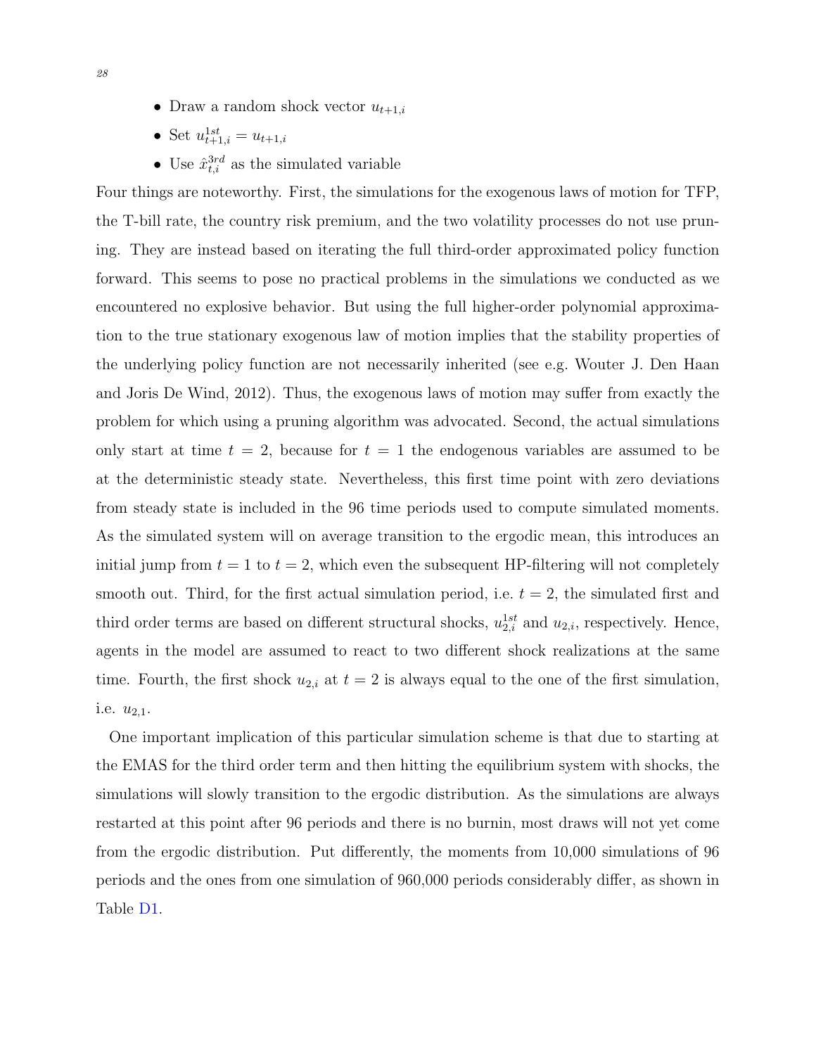- Draw a random shock vector $u_{t+1,i}$
- Set $u^{1st}_{t+1,i} = u_{t+1,i}$
- Use $\hat{x}^{3rd}_{t,i}$ as the simulated variable

Four things are noteworthy. First, the simulations for the exogenous laws of motion for TFP, the T-bill rate, the country risk premium, and the two volatility processes do not use pruning. They are instead based on iterating the full third-order approximated policy function forward. This seems to pose no practical problems in the simulations we conducted as we encountered no explosive behavior. But using the full higher-order polynomial approximation to the true stationary exogenous law of motion implies that the stability properties of the underlying policy function are not necessarily inherited (see e.g. Wouter J. Den Haan and Joris De Wind, 2012). Thus, the exogenous laws of motion may suffer from exactly the problem for which using a pruning algorithm was advocated. Second, the actual simulations only start at time $t = 2$, because for $t = 1$ the endogenous variables are assumed to be at the deterministic steady state. Nevertheless, this first time point with zero deviations from steady state is included in the 96 time periods used to compute simulated moments. As the simulated system will on average transition to the ergodic mean, this introduces an initial jump from $t = 1$ to $t = 2$, which even the subsequent HP-filtering will not completely smooth out. Third, for the first actual simulation period, i.e. $t = 2$, the simulated first and third order terms are based on different structural shocks, $u^{1st}_{2,i}$ and $u_{2,i}$, respectively. Hence, agents in the model are assumed to react to two different shock realizations at the same time. Fourth, the first shock $u_{2,i}$ at $t = 2$ is always equal to the one of the first simulation, i.e. $u_{2,1}$.

One important implication of this particular simulation scheme is that due to starting at the EMAS for the third order term and then hitting the equilibrium system with shocks, the simulations will slowly transition to the ergodic distribution. As the simulations are always restarted at this point after 96 periods and there is no burnin, most draws will not yet come from the ergodic distribution. Put differently, the moments from 10,000 simulations of 96 periods and the ones from one simulation of 960,000 periods considerably differ, as shown in Table D1.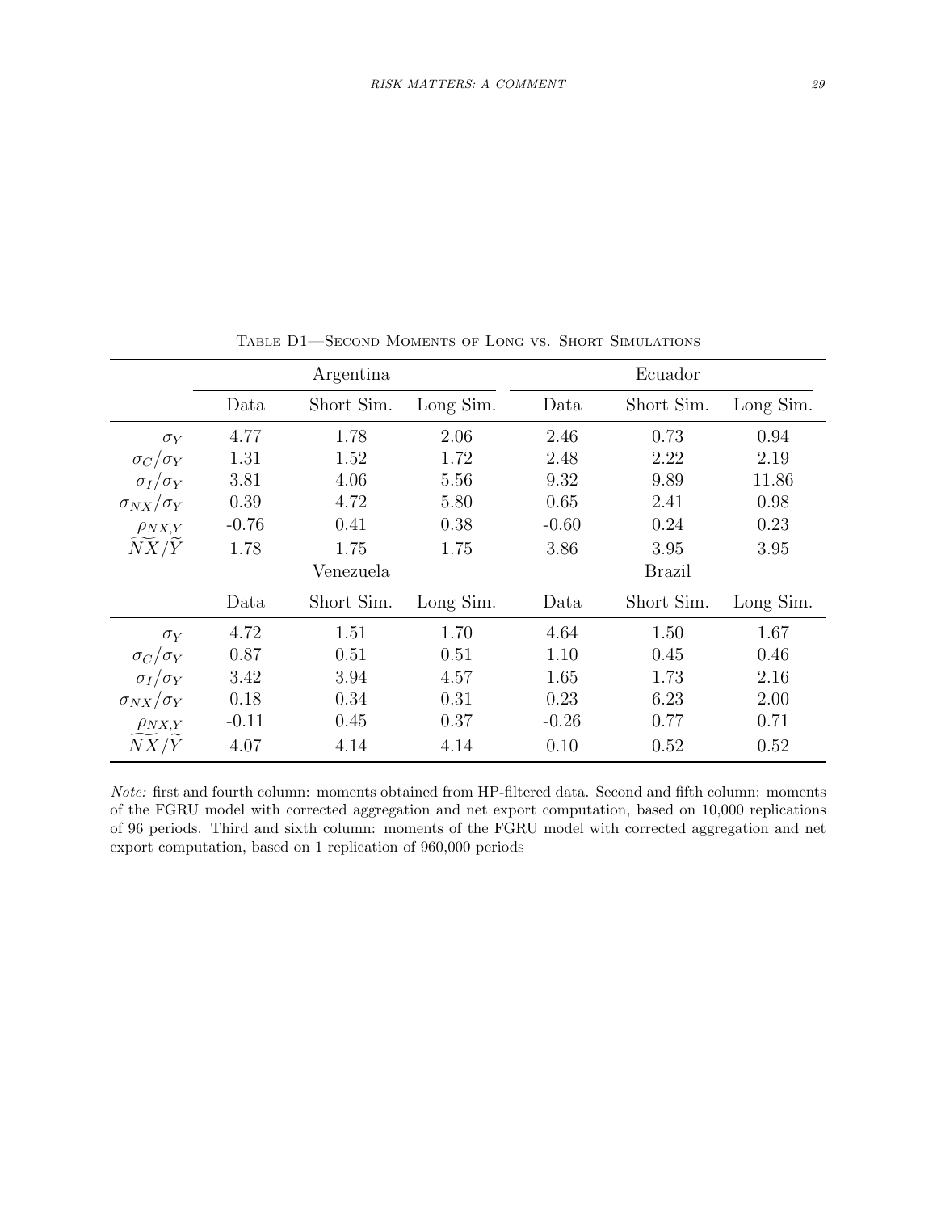Table D1—Second Moments of Long vs. Short Simulations

| | Argentina | | | Ecuador | | |
|---|---|---|---|---|---|---|
| | Data | Short Sim. | Long Sim. | Data | Short Sim. | Long Sim. |
| $\sigma_Y$ | 4.77 | 1.78 | 2.06 | 2.46 | 0.73 | 0.94 |
| $\sigma_C/\sigma_Y$ | 1.31 | 1.52 | 1.72 | 2.48 | 2.22 | 2.19 |
| $\sigma_I/\sigma_Y$ | 3.81 | 4.06 | 5.56 | 9.32 | 9.89 | 11.86 |
| $\sigma_{NX}/\sigma_Y$ | 0.39 | 4.72 | 5.80 | 0.65 | 2.41 | 0.98 |
| $\rho_{NX,Y}$ | -0.76 | 0.41 | 0.38 | -0.60 | 0.24 | 0.23 |
| $\widetilde{NX}/\widetilde{Y}$ | 1.78 | 1.75 | 1.75 | 3.86 | 3.95 | 3.95 |
| | Venezuela | | | Brazil | | |
| | Data | Short Sim. | Long Sim. | Data | Short Sim. | Long Sim. |
| $\sigma_Y$ | 4.72 | 1.51 | 1.70 | 4.64 | 1.50 | 1.67 |
| $\sigma_C/\sigma_Y$ | 0.87 | 0.51 | 0.51 | 1.10 | 0.45 | 0.46 |
| $\sigma_I/\sigma_Y$ | 3.42 | 3.94 | 4.57 | 1.65 | 1.73 | 2.16 |
| $\sigma_{NX}/\sigma_Y$ | 0.18 | 0.34 | 0.31 | 0.23 | 6.23 | 2.00 |
| $\rho_{NX,Y}$ | -0.11 | 0.45 | 0.37 | -0.26 | 0.77 | 0.71 |
| $\widetilde{NX}/\widetilde{Y}$ | 4.07 | 4.14 | 4.14 | 0.10 | 0.52 | 0.52 |

*Note:* first and fourth column: moments obtained from HP-filtered data. Second and fifth column: moments of the FGRU model with corrected aggregation and net export computation, based on 10,000 replications of 96 periods. Third and sixth column: moments of the FGRU model with corrected aggregation and net export computation, based on 1 replication of 960,000 periods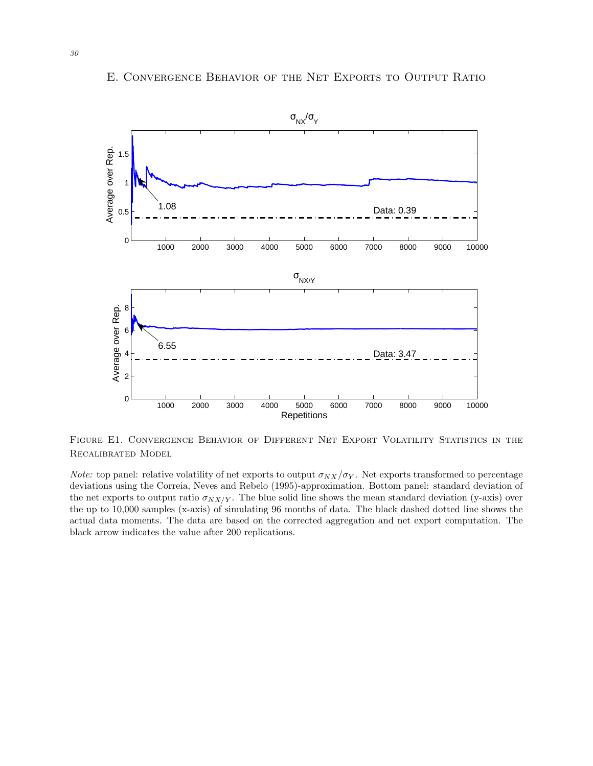## E. Convergence Behavior of the Net Exports to Output Ratio

Figure E1. Convergence Behavior of Different Net Export Volatility Statistics in the Recalibrated Model

*Note:* top panel: relative volatility of net exports to output $\sigma_{NX}/\sigma_Y$. Net exports transformed to percentage deviations using the Correia, Neves and Rebelo (1995)-approximation. Bottom panel: standard deviation of the net exports to output ratio $\sigma_{NX/Y}$. The blue solid line shows the mean standard deviation (y-axis) over the up to 10,000 samples (x-axis) of simulating 96 months of data. The black dashed dotted line shows the actual data moments. The data are based on the corrected aggregation and net export computation. The black arrow indicates the value after 200 replications.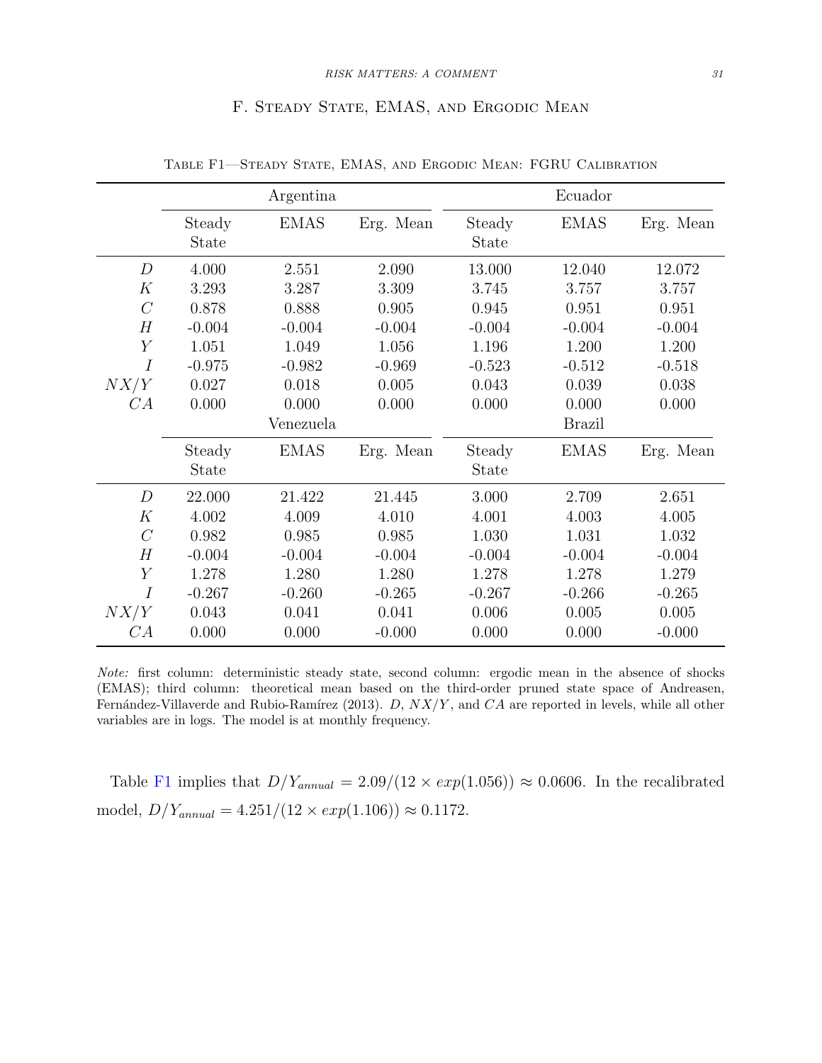## F. Steady State, EMAS, and Ergodic Mean

Table F1—Steady State, EMAS, and Ergodic Mean: FGRU Calibration

| | Argentina | | | Ecuador | | |
|---|---|---|---|---|---|---|
| | Steady State | EMAS | Erg. Mean | Steady State | EMAS | Erg. Mean |
| $D$ | 4.000 | 2.551 | 2.090 | 13.000 | 12.040 | 12.072 |
| $K$ | 3.293 | 3.287 | 3.309 | 3.745 | 3.757 | 3.757 |
| $C$ | 0.878 | 0.888 | 0.905 | 0.945 | 0.951 | 0.951 |
| $H$ | -0.004 | -0.004 | -0.004 | -0.004 | -0.004 | -0.004 |
| $Y$ | 1.051 | 1.049 | 1.056 | 1.196 | 1.200 | 1.200 |
| $I$ | -0.975 | -0.982 | -0.969 | -0.523 | -0.512 | -0.518 |
| $NX/Y$ | 0.027 | 0.018 | 0.005 | 0.043 | 0.039 | 0.038 |
| $CA$ | 0.000 | 0.000 | 0.000 | 0.000 | 0.000 | 0.000 |
| | Venezuela | | | Brazil | | |
| | Steady State | EMAS | Erg. Mean | Steady State | EMAS | Erg. Mean |
| $D$ | 22.000 | 21.422 | 21.445 | 3.000 | 2.709 | 2.651 |
| $K$ | 4.002 | 4.009 | 4.010 | 4.001 | 4.003 | 4.005 |
| $C$ | 0.982 | 0.985 | 0.985 | 1.030 | 1.031 | 1.032 |
| $H$ | -0.004 | -0.004 | -0.004 | -0.004 | -0.004 | -0.004 |
| $Y$ | 1.278 | 1.280 | 1.280 | 1.278 | 1.278 | 1.279 |
| $I$ | -0.267 | -0.260 | -0.265 | -0.267 | -0.266 | -0.265 |
| $NX/Y$ | 0.043 | 0.041 | 0.041 | 0.006 | 0.005 | 0.005 |
| $CA$ | 0.000 | 0.000 | -0.000 | 0.000 | 0.000 | -0.000 |

*Note:* first column: deterministic steady state, second column: ergodic mean in the absence of shocks (EMAS); third column: theoretical mean based on the third-order pruned state space of Andreasen, Fernández-Villaverde and Rubio-Ramírez (2013). $D$, $NX/Y$, and $CA$ are reported in levels, while all other variables are in logs. The model is at monthly frequency.

Table F1 implies that $D/Y_{annual} = 2.09/(12 \times exp(1.056)) \approx 0.0606$. In the recalibrated model, $D/Y_{annual} = 4.251/(12 \times exp(1.106)) \approx 0.1172$.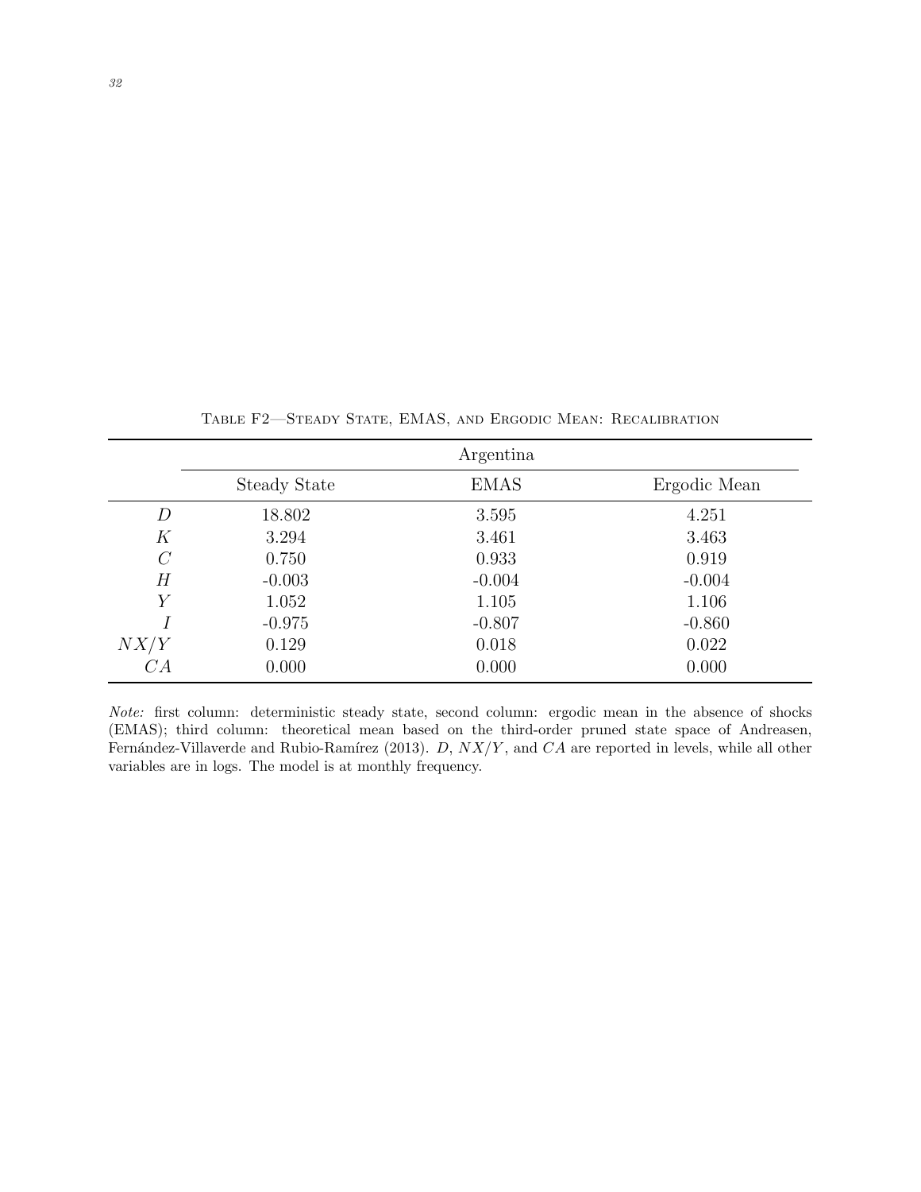Table F2—Steady State, EMAS, and Ergodic Mean: Recalibration

| | Argentina | | |
|---|---|---|---|
| | Steady State | EMAS | Ergodic Mean |
| $D$ | 18.802 | 3.595 | 4.251 |
| $K$ | 3.294 | 3.461 | 3.463 |
| $C$ | 0.750 | 0.933 | 0.919 |
| $H$ | -0.003 | -0.004 | -0.004 |
| $Y$ | 1.052 | 1.105 | 1.106 |
| $I$ | -0.975 | -0.807 | -0.860 |
| $NX/Y$ | 0.129 | 0.018 | 0.022 |
| $CA$ | 0.000 | 0.000 | 0.000 |

*Note:* first column: deterministic steady state, second column: ergodic mean in the absence of shocks (EMAS); third column: theoretical mean based on the third-order pruned state space of Andreasen, Fernández-Villaverde and Rubio-Ramírez (2013). $D$, $NX/Y$, and $CA$ are reported in levels, while all other variables are in logs. The model is at monthly frequency.